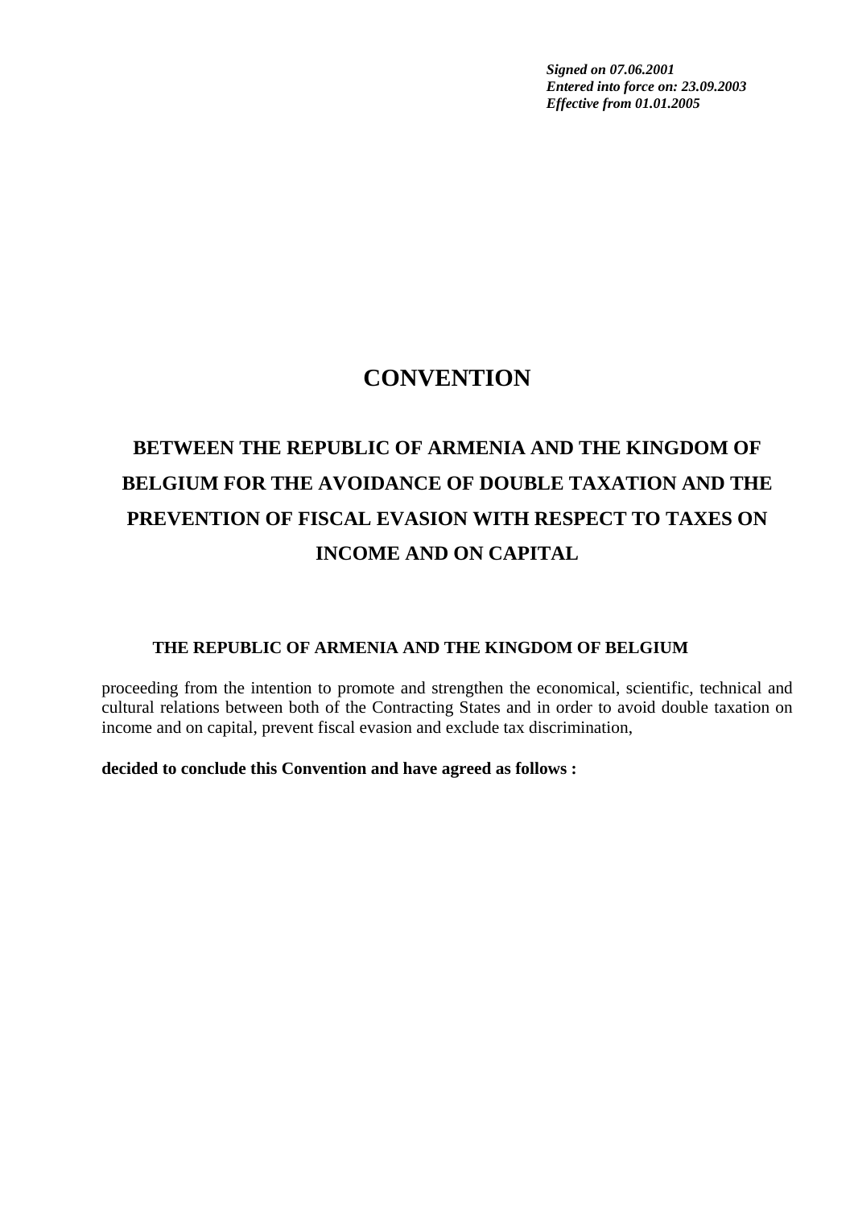***Signed on 07.06.2001***
***Entered into force on: 23.09.2003***
***Effective from 01.01.2005***

# CONVENTION

## BETWEEN THE REPUBLIC OF ARMENIA AND THE KINGDOM OF BELGIUM FOR THE AVOIDANCE OF DOUBLE TAXATION AND THE PREVENTION OF FISCAL EVASION WITH RESPECT TO TAXES ON INCOME AND ON CAPITAL

**THE REPUBLIC OF ARMENIA AND THE KINGDOM OF BELGIUM**

proceeding from the intention to promote and strengthen the economical, scientific, technical and cultural relations between both of the Contracting States and in order to avoid double taxation on income and on capital, prevent fiscal evasion and exclude tax discrimination,

**decided to conclude this Convention and have agreed as follows :**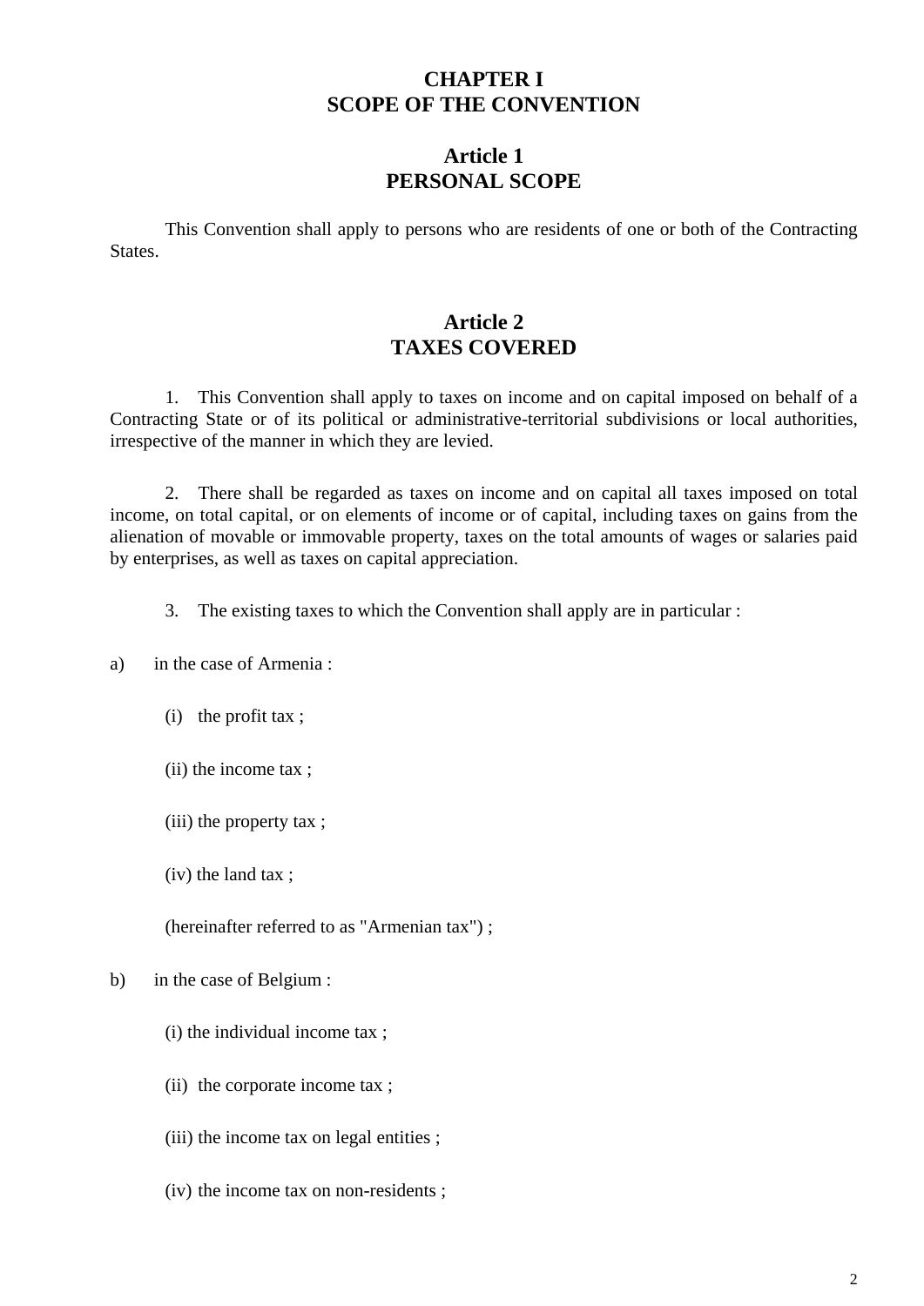## CHAPTER I
## SCOPE OF THE CONVENTION

### Article 1
### PERSONAL SCOPE

This Convention shall apply to persons who are residents of one or both of the Contracting States.

### Article 2
### TAXES COVERED

1. This Convention shall apply to taxes on income and on capital imposed on behalf of a Contracting State or of its political or administrative-territorial subdivisions or local authorities, irrespective of the manner in which they are levied.

2. There shall be regarded as taxes on income and on capital all taxes imposed on total income, on total capital, or on elements of income or of capital, including taxes on gains from the alienation of movable or immovable property, taxes on the total amounts of wages or salaries paid by enterprises, as well as taxes on capital appreciation.

3. The existing taxes to which the Convention shall apply are in particular :

a) in the case of Armenia :

(i) the profit tax ;

(ii) the income tax ;

(iii) the property tax ;

(iv) the land tax ;

(hereinafter referred to as "Armenian tax") ;

b) in the case of Belgium :

(i) the individual income tax ;

(ii) the corporate income tax ;

(iii) the income tax on legal entities ;

(iv) the income tax on non-residents ;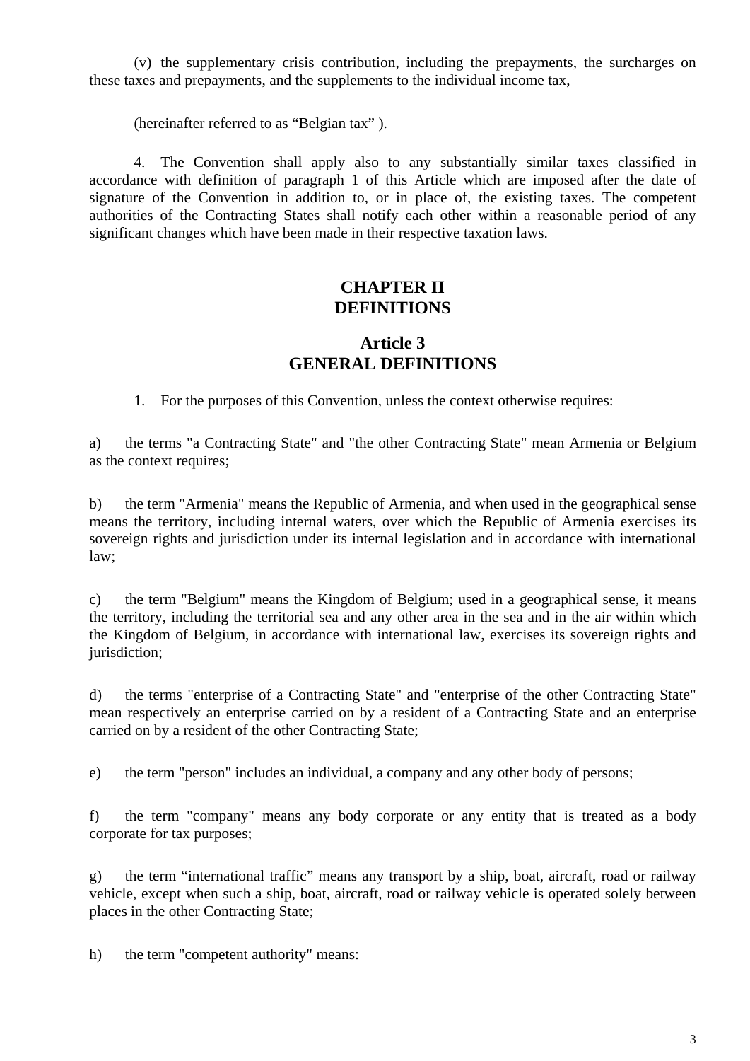(v) the supplementary crisis contribution, including the prepayments, the surcharges on these taxes and prepayments, and the supplements to the individual income tax,

(hereinafter referred to as "Belgian tax" ).

4. The Convention shall apply also to any substantially similar taxes classified in accordance with definition of paragraph 1 of this Article which are imposed after the date of signature of the Convention in addition to, or in place of, the existing taxes. The competent authorities of the Contracting States shall notify each other within a reasonable period of any significant changes which have been made in their respective taxation laws.

## CHAPTER II
## DEFINITIONS

### Article 3
### GENERAL DEFINITIONS

1. For the purposes of this Convention, unless the context otherwise requires:

a) the terms "a Contracting State" and "the other Contracting State" mean Armenia or Belgium as the context requires;

b) the term "Armenia" means the Republic of Armenia, and when used in the geographical sense means the territory, including internal waters, over which the Republic of Armenia exercises its sovereign rights and jurisdiction under its internal legislation and in accordance with international law;

c) the term "Belgium" means the Kingdom of Belgium; used in a geographical sense, it means the territory, including the territorial sea and any other area in the sea and in the air within which the Kingdom of Belgium, in accordance with international law, exercises its sovereign rights and jurisdiction;

d) the terms "enterprise of a Contracting State" and "enterprise of the other Contracting State" mean respectively an enterprise carried on by a resident of a Contracting State and an enterprise carried on by a resident of the other Contracting State;

e) the term "person" includes an individual, a company and any other body of persons;

f) the term "company" means any body corporate or any entity that is treated as a body corporate for tax purposes;

g) the term "international traffic" means any transport by a ship, boat, aircraft, road or railway vehicle, except when such a ship, boat, aircraft, road or railway vehicle is operated solely between places in the other Contracting State;

h) the term "competent authority" means: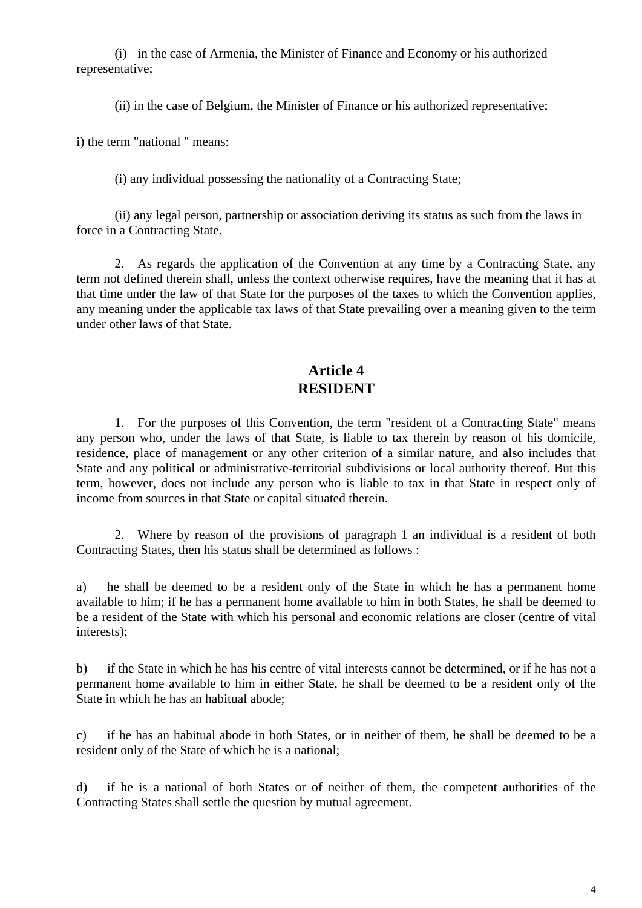(i) in the case of Armenia, the Minister of Finance and Economy or his authorized representative;

(ii) in the case of Belgium, the Minister of Finance or his authorized representative;

i) the term "national " means:

(i) any individual possessing the nationality of a Contracting State;

(ii) any legal person, partnership or association deriving its status as such from the laws in force in a Contracting State.

2. As regards the application of the Convention at any time by a Contracting State, any term not defined therein shall, unless the context otherwise requires, have the meaning that it has at that time under the law of that State for the purposes of the taxes to which the Convention applies, any meaning under the applicable tax laws of that State prevailing over a meaning given to the term under other laws of that State.

## Article 4
## RESIDENT

1. For the purposes of this Convention, the term "resident of a Contracting State" means any person who, under the laws of that State, is liable to tax therein by reason of his domicile, residence, place of management or any other criterion of a similar nature, and also includes that State and any political or administrative-territorial subdivisions or local authority thereof. But this term, however, does not include any person who is liable to tax in that State in respect only of income from sources in that State or capital situated therein.

2. Where by reason of the provisions of paragraph 1 an individual is a resident of both Contracting States, then his status shall be determined as follows :

a) he shall be deemed to be a resident only of the State in which he has a permanent home available to him; if he has a permanent home available to him in both States, he shall be deemed to be a resident of the State with which his personal and economic relations are closer (centre of vital interests);

b) if the State in which he has his centre of vital interests cannot be determined, or if he has not a permanent home available to him in either State, he shall be deemed to be a resident only of the State in which he has an habitual abode;

c) if he has an habitual abode in both States, or in neither of them, he shall be deemed to be a resident only of the State of which he is a national;

d) if he is a national of both States or of neither of them, the competent authorities of the Contracting States shall settle the question by mutual agreement.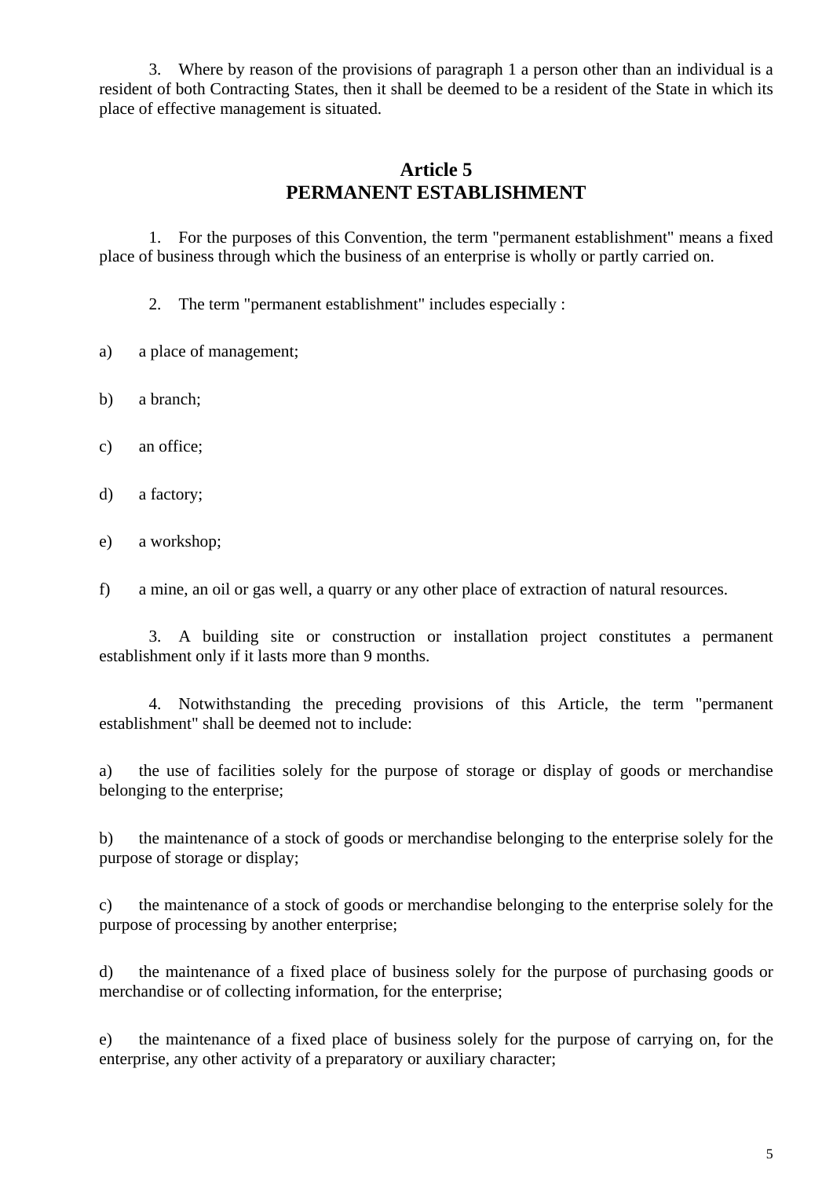3. Where by reason of the provisions of paragraph 1 a person other than an individual is a resident of both Contracting States, then it shall be deemed to be a resident of the State in which its place of effective management is situated.

## Article 5
## PERMANENT ESTABLISHMENT

1. For the purposes of this Convention, the term "permanent establishment" means a fixed place of business through which the business of an enterprise is wholly or partly carried on.

2. The term "permanent establishment" includes especially :

a) a place of management;

b) a branch;

c) an office;

d) a factory;

e) a workshop;

f) a mine, an oil or gas well, a quarry or any other place of extraction of natural resources.

3. A building site or construction or installation project constitutes a permanent establishment only if it lasts more than 9 months.

4. Notwithstanding the preceding provisions of this Article, the term "permanent establishment" shall be deemed not to include:

a) the use of facilities solely for the purpose of storage or display of goods or merchandise belonging to the enterprise;

b) the maintenance of a stock of goods or merchandise belonging to the enterprise solely for the purpose of storage or display;

c) the maintenance of a stock of goods or merchandise belonging to the enterprise solely for the purpose of processing by another enterprise;

d) the maintenance of a fixed place of business solely for the purpose of purchasing goods or merchandise or of collecting information, for the enterprise;

e) the maintenance of a fixed place of business solely for the purpose of carrying on, for the enterprise, any other activity of a preparatory or auxiliary character;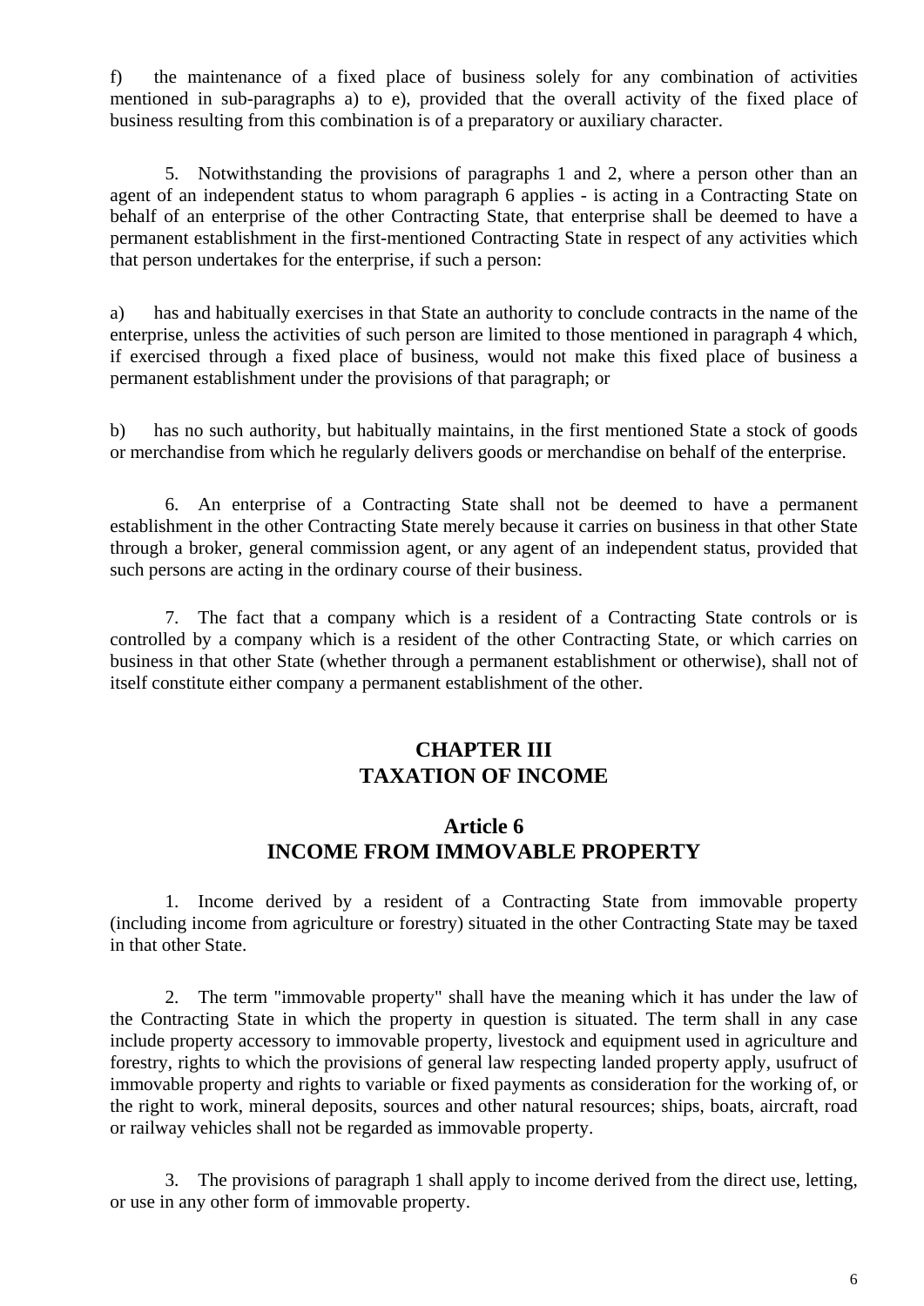f) the maintenance of a fixed place of business solely for any combination of activities mentioned in sub-paragraphs a) to e), provided that the overall activity of the fixed place of business resulting from this combination is of a preparatory or auxiliary character.

5. Notwithstanding the provisions of paragraphs 1 and 2, where a person other than an agent of an independent status to whom paragraph 6 applies - is acting in a Contracting State on behalf of an enterprise of the other Contracting State, that enterprise shall be deemed to have a permanent establishment in the first-mentioned Contracting State in respect of any activities which that person undertakes for the enterprise, if such a person:

a) has and habitually exercises in that State an authority to conclude contracts in the name of the enterprise, unless the activities of such person are limited to those mentioned in paragraph 4 which, if exercised through a fixed place of business, would not make this fixed place of business a permanent establishment under the provisions of that paragraph; or

b) has no such authority, but habitually maintains, in the first mentioned State a stock of goods or merchandise from which he regularly delivers goods or merchandise on behalf of the enterprise.

6. An enterprise of a Contracting State shall not be deemed to have a permanent establishment in the other Contracting State merely because it carries on business in that other State through a broker, general commission agent, or any agent of an independent status, provided that such persons are acting in the ordinary course of their business.

7. The fact that a company which is a resident of a Contracting State controls or is controlled by a company which is a resident of the other Contracting State, or which carries on business in that other State (whether through a permanent establishment or otherwise), shall not of itself constitute either company a permanent establishment of the other.

## CHAPTER III
## TAXATION OF INCOME

### Article 6
### INCOME FROM IMMOVABLE PROPERTY

1. Income derived by a resident of a Contracting State from immovable property (including income from agriculture or forestry) situated in the other Contracting State may be taxed in that other State.

2. The term "immovable property" shall have the meaning which it has under the law of the Contracting State in which the property in question is situated. The term shall in any case include property accessory to immovable property, livestock and equipment used in agriculture and forestry, rights to which the provisions of general law respecting landed property apply, usufruct of immovable property and rights to variable or fixed payments as consideration for the working of, or the right to work, mineral deposits, sources and other natural resources; ships, boats, aircraft, road or railway vehicles shall not be regarded as immovable property.

3. The provisions of paragraph 1 shall apply to income derived from the direct use, letting, or use in any other form of immovable property.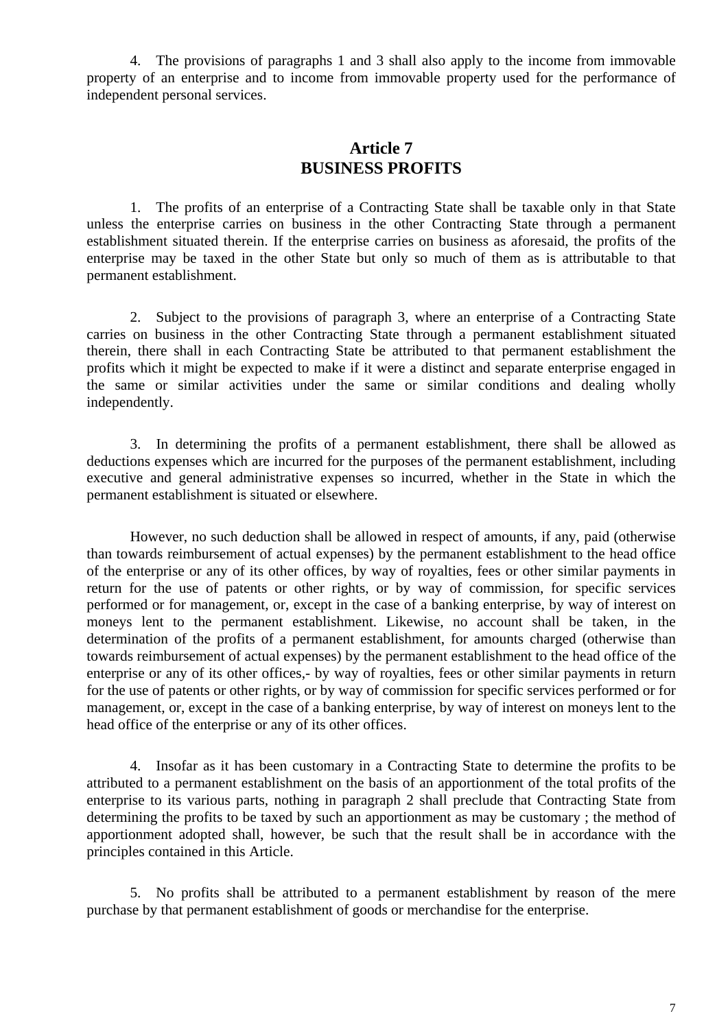4. The provisions of paragraphs 1 and 3 shall also apply to the income from immovable property of an enterprise and to income from immovable property used for the performance of independent personal services.

## Article 7
## BUSINESS PROFITS

1. The profits of an enterprise of a Contracting State shall be taxable only in that State unless the enterprise carries on business in the other Contracting State through a permanent establishment situated therein. If the enterprise carries on business as aforesaid, the profits of the enterprise may be taxed in the other State but only so much of them as is attributable to that permanent establishment.

2. Subject to the provisions of paragraph 3, where an enterprise of a Contracting State carries on business in the other Contracting State through a permanent establishment situated therein, there shall in each Contracting State be attributed to that permanent establishment the profits which it might be expected to make if it were a distinct and separate enterprise engaged in the same or similar activities under the same or similar conditions and dealing wholly independently.

3. In determining the profits of a permanent establishment, there shall be allowed as deductions expenses which are incurred for the purposes of the permanent establishment, including executive and general administrative expenses so incurred, whether in the State in which the permanent establishment is situated or elsewhere.

However, no such deduction shall be allowed in respect of amounts, if any, paid (otherwise than towards reimbursement of actual expenses) by the permanent establishment to the head office of the enterprise or any of its other offices, by way of royalties, fees or other similar payments in return for the use of patents or other rights, or by way of commission, for specific services performed or for management, or, except in the case of a banking enterprise, by way of interest on moneys lent to the permanent establishment. Likewise, no account shall be taken, in the determination of the profits of a permanent establishment, for amounts charged (otherwise than towards reimbursement of actual expenses) by the permanent establishment to the head office of the enterprise or any of its other offices,- by way of royalties, fees or other similar payments in return for the use of patents or other rights, or by way of commission for specific services performed or for management, or, except in the case of a banking enterprise, by way of interest on moneys lent to the head office of the enterprise or any of its other offices.

4. Insofar as it has been customary in a Contracting State to determine the profits to be attributed to a permanent establishment on the basis of an apportionment of the total profits of the enterprise to its various parts, nothing in paragraph 2 shall preclude that Contracting State from determining the profits to be taxed by such an apportionment as may be customary ; the method of apportionment adopted shall, however, be such that the result shall be in accordance with the principles contained in this Article.

5. No profits shall be attributed to a permanent establishment by reason of the mere purchase by that permanent establishment of goods or merchandise for the enterprise.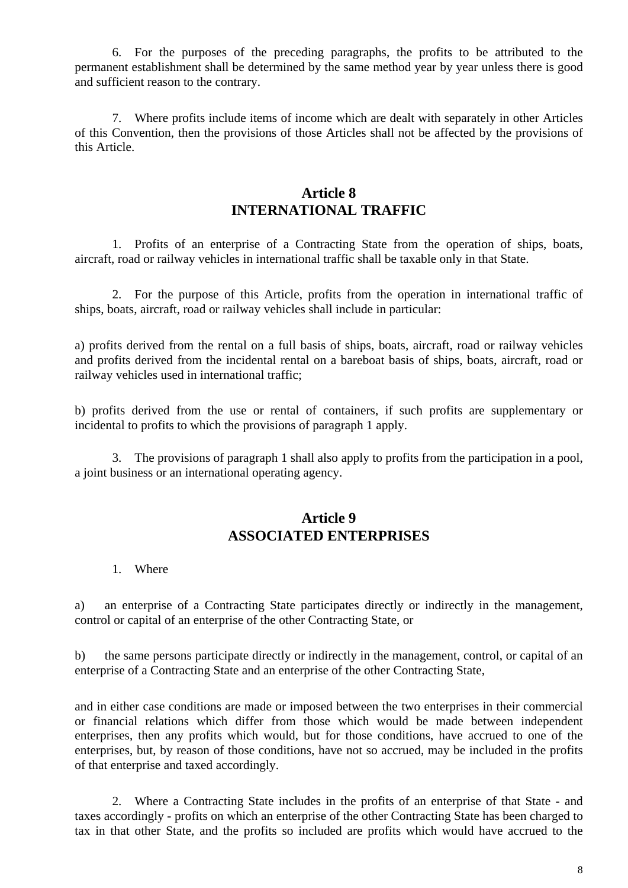6. For the purposes of the preceding paragraphs, the profits to be attributed to the permanent establishment shall be determined by the same method year by year unless there is good and sufficient reason to the contrary.

7. Where profits include items of income which are dealt with separately in other Articles of this Convention, then the provisions of those Articles shall not be affected by the provisions of this Article.

## Article 8
## INTERNATIONAL TRAFFIC

1. Profits of an enterprise of a Contracting State from the operation of ships, boats, aircraft, road or railway vehicles in international traffic shall be taxable only in that State.

2. For the purpose of this Article, profits from the operation in international traffic of ships, boats, aircraft, road or railway vehicles shall include in particular:

a) profits derived from the rental on a full basis of ships, boats, aircraft, road or railway vehicles and profits derived from the incidental rental on a bareboat basis of ships, boats, aircraft, road or railway vehicles used in international traffic;

b) profits derived from the use or rental of containers, if such profits are supplementary or incidental to profits to which the provisions of paragraph 1 apply.

3. The provisions of paragraph 1 shall also apply to profits from the participation in a pool, a joint business or an international operating agency.

## Article 9
## ASSOCIATED ENTERPRISES

1. Where

a) an enterprise of a Contracting State participates directly or indirectly in the management, control or capital of an enterprise of the other Contracting State, or

b) the same persons participate directly or indirectly in the management, control, or capital of an enterprise of a Contracting State and an enterprise of the other Contracting State,

and in either case conditions are made or imposed between the two enterprises in their commercial or financial relations which differ from those which would be made between independent enterprises, then any profits which would, but for those conditions, have accrued to one of the enterprises, but, by reason of those conditions, have not so accrued, may be included in the profits of that enterprise and taxed accordingly.

2. Where a Contracting State includes in the profits of an enterprise of that State - and taxes accordingly - profits on which an enterprise of the other Contracting State has been charged to tax in that other State, and the profits so included are profits which would have accrued to the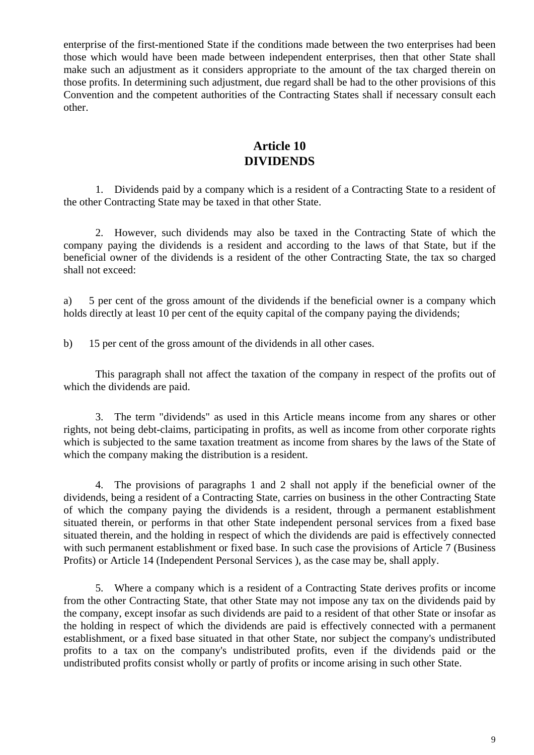enterprise of the first-mentioned State if the conditions made between the two enterprises had been those which would have been made between independent enterprises, then that other State shall make such an adjustment as it considers appropriate to the amount of the tax charged therein on those profits. In determining such adjustment, due regard shall be had to the other provisions of this Convention and the competent authorities of the Contracting States shall if necessary consult each other.

## Article 10
## DIVIDENDS

1. Dividends paid by a company which is a resident of a Contracting State to a resident of the other Contracting State may be taxed in that other State.

2. However, such dividends may also be taxed in the Contracting State of which the company paying the dividends is a resident and according to the laws of that State, but if the beneficial owner of the dividends is a resident of the other Contracting State, the tax so charged shall not exceed:

a) 5 per cent of the gross amount of the dividends if the beneficial owner is a company which holds directly at least 10 per cent of the equity capital of the company paying the dividends;

b) 15 per cent of the gross amount of the dividends in all other cases.

This paragraph shall not affect the taxation of the company in respect of the profits out of which the dividends are paid.

3. The term "dividends" as used in this Article means income from any shares or other rights, not being debt-claims, participating in profits, as well as income from other corporate rights which is subjected to the same taxation treatment as income from shares by the laws of the State of which the company making the distribution is a resident.

4. The provisions of paragraphs 1 and 2 shall not apply if the beneficial owner of the dividends, being a resident of a Contracting State, carries on business in the other Contracting State of which the company paying the dividends is a resident, through a permanent establishment situated therein, or performs in that other State independent personal services from a fixed base situated therein, and the holding in respect of which the dividends are paid is effectively connected with such permanent establishment or fixed base. In such case the provisions of Article 7 (Business Profits) or Article 14 (Independent Personal Services ), as the case may be, shall apply.

5. Where a company which is a resident of a Contracting State derives profits or income from the other Contracting State, that other State may not impose any tax on the dividends paid by the company, except insofar as such dividends are paid to a resident of that other State or insofar as the holding in respect of which the dividends are paid is effectively connected with a permanent establishment, or a fixed base situated in that other State, nor subject the company's undistributed profits to a tax on the company's undistributed profits, even if the dividends paid or the undistributed profits consist wholly or partly of profits or income arising in such other State.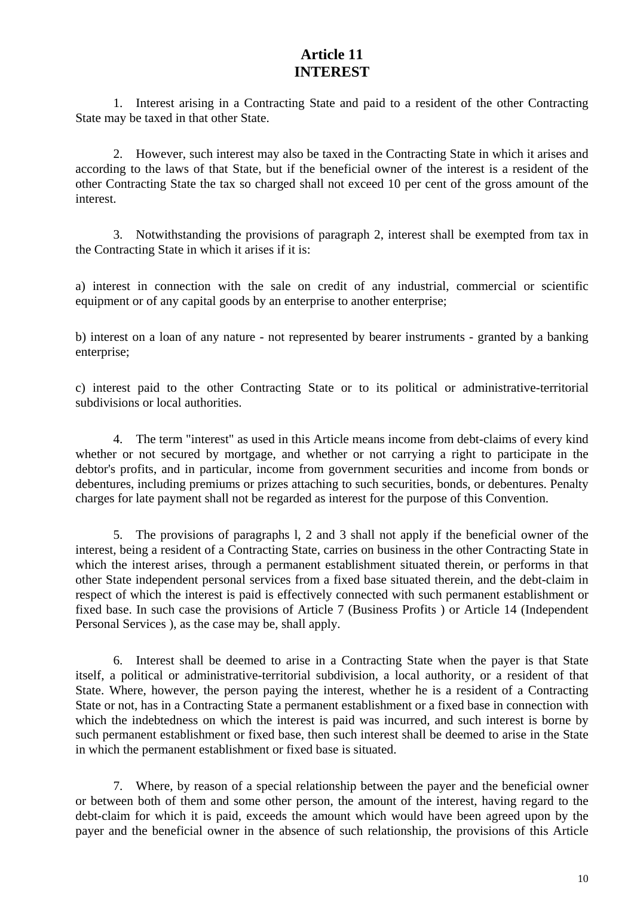# Article 11
# INTEREST

1. Interest arising in a Contracting State and paid to a resident of the other Contracting State may be taxed in that other State.

2. However, such interest may also be taxed in the Contracting State in which it arises and according to the laws of that State, but if the beneficial owner of the interest is a resident of the other Contracting State the tax so charged shall not exceed 10 per cent of the gross amount of the interest.

3. Notwithstanding the provisions of paragraph 2, interest shall be exempted from tax in the Contracting State in which it arises if it is:

a) interest in connection with the sale on credit of any industrial, commercial or scientific equipment or of any capital goods by an enterprise to another enterprise;

b) interest on a loan of any nature - not represented by bearer instruments - granted by a banking enterprise;

c) interest paid to the other Contracting State or to its political or administrative-territorial subdivisions or local authorities.

4. The term "interest" as used in this Article means income from debt-claims of every kind whether or not secured by mortgage, and whether or not carrying a right to participate in the debtor's profits, and in particular, income from government securities and income from bonds or debentures, including premiums or prizes attaching to such securities, bonds, or debentures. Penalty charges for late payment shall not be regarded as interest for the purpose of this Convention.

5. The provisions of paragraphs l, 2 and 3 shall not apply if the beneficial owner of the interest, being a resident of a Contracting State, carries on business in the other Contracting State in which the interest arises, through a permanent establishment situated therein, or performs in that other State independent personal services from a fixed base situated therein, and the debt-claim in respect of which the interest is paid is effectively connected with such permanent establishment or fixed base. In such case the provisions of Article 7 (Business Profits ) or Article 14 (Independent Personal Services ), as the case may be, shall apply.

6. Interest shall be deemed to arise in a Contracting State when the payer is that State itself, a political or administrative-territorial subdivision, a local authority, or a resident of that State. Where, however, the person paying the interest, whether he is a resident of a Contracting State or not, has in a Contracting State a permanent establishment or a fixed base in connection with which the indebtedness on which the interest is paid was incurred, and such interest is borne by such permanent establishment or fixed base, then such interest shall be deemed to arise in the State in which the permanent establishment or fixed base is situated.

7. Where, by reason of a special relationship between the payer and the beneficial owner or between both of them and some other person, the amount of the interest, having regard to the debt-claim for which it is paid, exceeds the amount which would have been agreed upon by the payer and the beneficial owner in the absence of such relationship, the provisions of this Article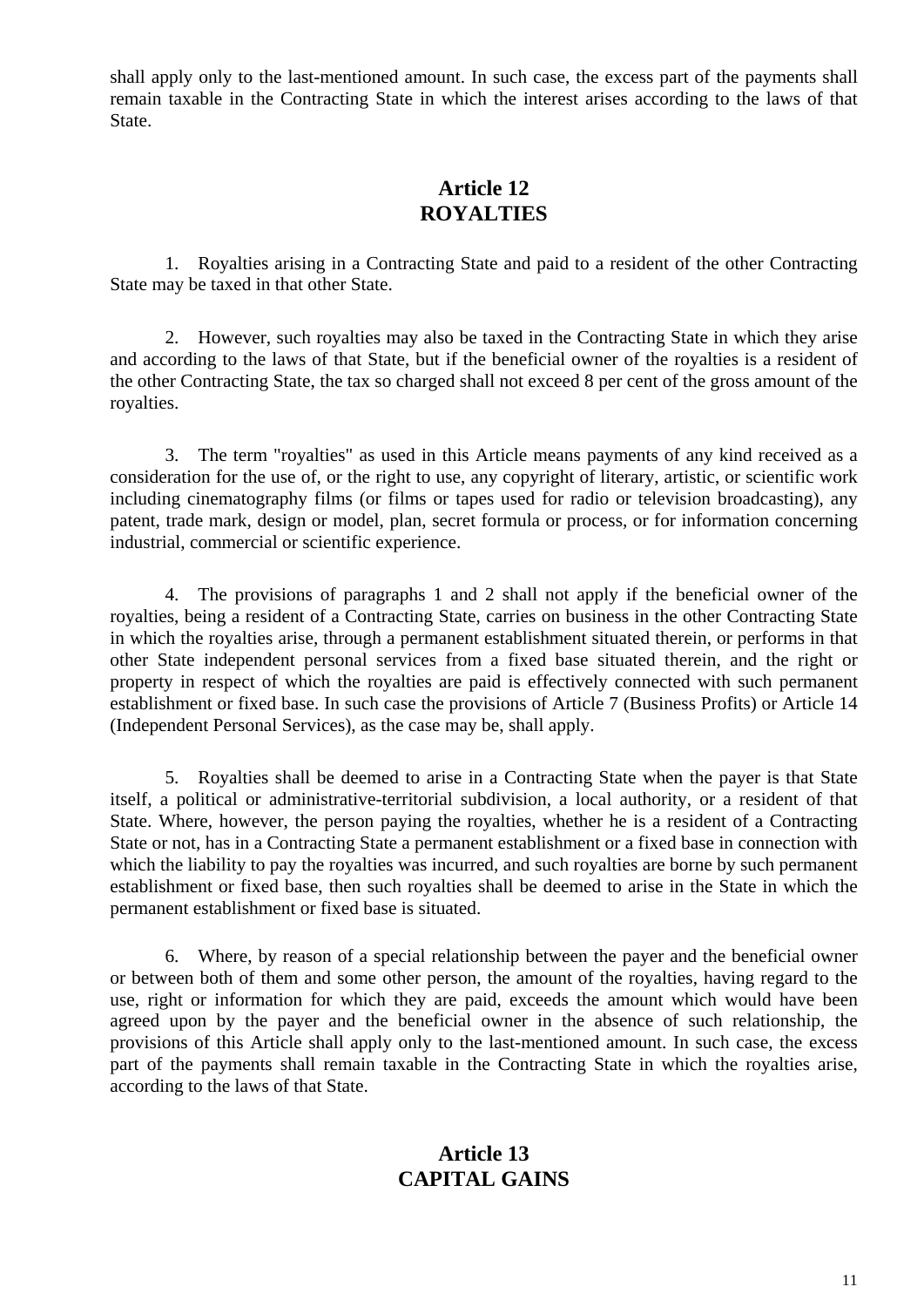shall apply only to the last-mentioned amount. In such case, the excess part of the payments shall remain taxable in the Contracting State in which the interest arises according to the laws of that State.

## Article 12
## ROYALTIES

1. Royalties arising in a Contracting State and paid to a resident of the other Contracting State may be taxed in that other State.

2. However, such royalties may also be taxed in the Contracting State in which they arise and according to the laws of that State, but if the beneficial owner of the royalties is a resident of the other Contracting State, the tax so charged shall not exceed 8 per cent of the gross amount of the royalties.

3. The term "royalties" as used in this Article means payments of any kind received as a consideration for the use of, or the right to use, any copyright of literary, artistic, or scientific work including cinematography films (or films or tapes used for radio or television broadcasting), any patent, trade mark, design or model, plan, secret formula or process, or for information concerning industrial, commercial or scientific experience.

4. The provisions of paragraphs 1 and 2 shall not apply if the beneficial owner of the royalties, being a resident of a Contracting State, carries on business in the other Contracting State in which the royalties arise, through a permanent establishment situated therein, or performs in that other State independent personal services from a fixed base situated therein, and the right or property in respect of which the royalties are paid is effectively connected with such permanent establishment or fixed base. In such case the provisions of Article 7 (Business Profits) or Article 14 (Independent Personal Services), as the case may be, shall apply.

5. Royalties shall be deemed to arise in a Contracting State when the payer is that State itself, a political or administrative-territorial subdivision, a local authority, or a resident of that State. Where, however, the person paying the royalties, whether he is a resident of a Contracting State or not, has in a Contracting State a permanent establishment or a fixed base in connection with which the liability to pay the royalties was incurred, and such royalties are borne by such permanent establishment or fixed base, then such royalties shall be deemed to arise in the State in which the permanent establishment or fixed base is situated.

6. Where, by reason of a special relationship between the payer and the beneficial owner or between both of them and some other person, the amount of the royalties, having regard to the use, right or information for which they are paid, exceeds the amount which would have been agreed upon by the payer and the beneficial owner in the absence of such relationship, the provisions of this Article shall apply only to the last-mentioned amount. In such case, the excess part of the payments shall remain taxable in the Contracting State in which the royalties arise, according to the laws of that State.

## Article 13
## CAPITAL GAINS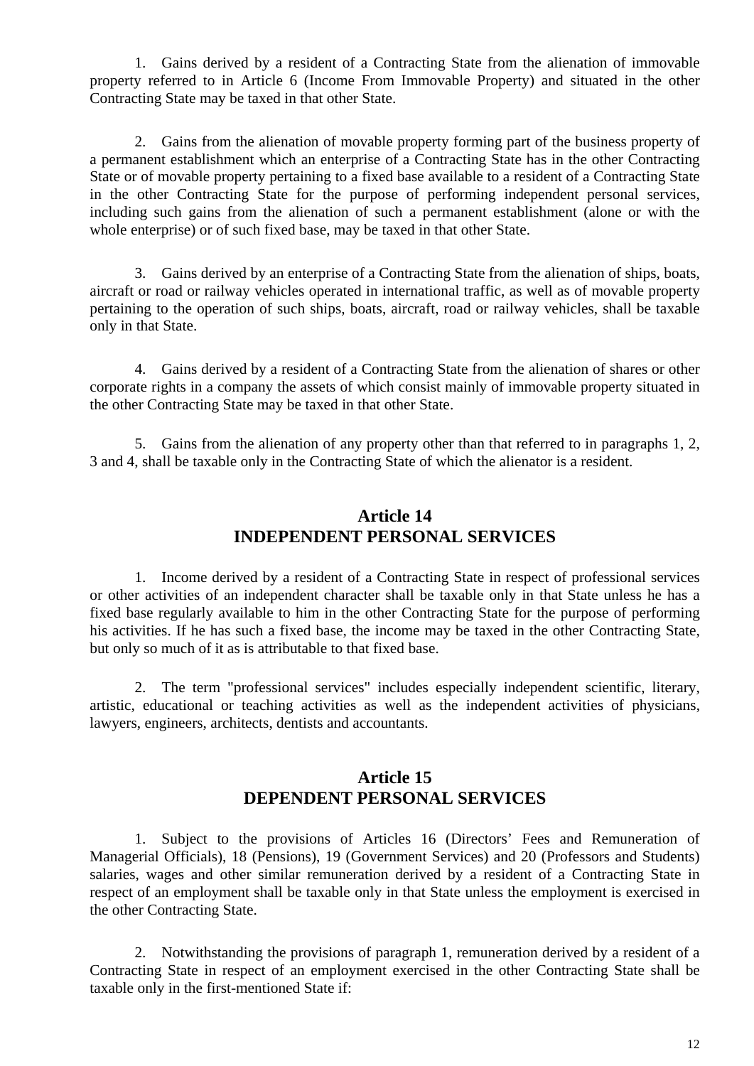1. Gains derived by a resident of a Contracting State from the alienation of immovable property referred to in Article 6 (Income From Immovable Property) and situated in the other Contracting State may be taxed in that other State.

2. Gains from the alienation of movable property forming part of the business property of a permanent establishment which an enterprise of a Contracting State has in the other Contracting State or of movable property pertaining to a fixed base available to a resident of a Contracting State in the other Contracting State for the purpose of performing independent personal services, including such gains from the alienation of such a permanent establishment (alone or with the whole enterprise) or of such fixed base, may be taxed in that other State.

3. Gains derived by an enterprise of a Contracting State from the alienation of ships, boats, aircraft or road or railway vehicles operated in international traffic, as well as of movable property pertaining to the operation of such ships, boats, aircraft, road or railway vehicles, shall be taxable only in that State.

4. Gains derived by a resident of a Contracting State from the alienation of shares or other corporate rights in a company the assets of which consist mainly of immovable property situated in the other Contracting State may be taxed in that other State.

5. Gains from the alienation of any property other than that referred to in paragraphs 1, 2, 3 and 4, shall be taxable only in the Contracting State of which the alienator is a resident.

## Article 14
## INDEPENDENT PERSONAL SERVICES

1. Income derived by a resident of a Contracting State in respect of professional services or other activities of an independent character shall be taxable only in that State unless he has a fixed base regularly available to him in the other Contracting State for the purpose of performing his activities. If he has such a fixed base, the income may be taxed in the other Contracting State, but only so much of it as is attributable to that fixed base.

2. The term "professional services" includes especially independent scientific, literary, artistic, educational or teaching activities as well as the independent activities of physicians, lawyers, engineers, architects, dentists and accountants.

## Article 15
## DEPENDENT PERSONAL SERVICES

1. Subject to the provisions of Articles 16 (Directors' Fees and Remuneration of Managerial Officials), 18 (Pensions), 19 (Government Services) and 20 (Professors and Students) salaries, wages and other similar remuneration derived by a resident of a Contracting State in respect of an employment shall be taxable only in that State unless the employment is exercised in the other Contracting State.

2. Notwithstanding the provisions of paragraph 1, remuneration derived by a resident of a Contracting State in respect of an employment exercised in the other Contracting State shall be taxable only in the first-mentioned State if: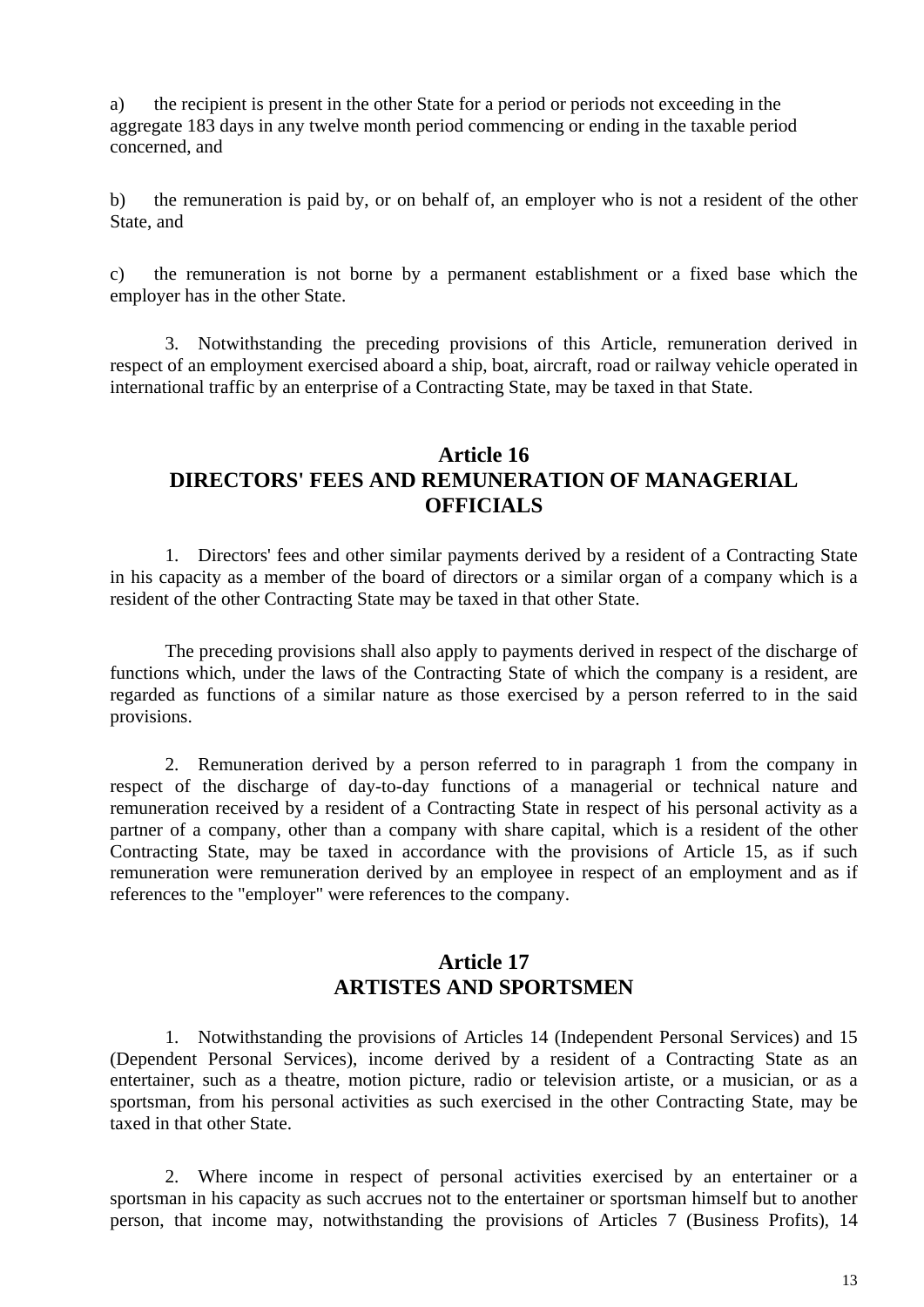a) the recipient is present in the other State for a period or periods not exceeding in the aggregate 183 days in any twelve month period commencing or ending in the taxable period concerned, and

b) the remuneration is paid by, or on behalf of, an employer who is not a resident of the other State, and

c) the remuneration is not borne by a permanent establishment or a fixed base which the employer has in the other State.

3. Notwithstanding the preceding provisions of this Article, remuneration derived in respect of an employment exercised aboard a ship, boat, aircraft, road or railway vehicle operated in international traffic by an enterprise of a Contracting State, may be taxed in that State.

## Article 16
## DIRECTORS' FEES AND REMUNERATION OF MANAGERIAL OFFICIALS

1. Directors' fees and other similar payments derived by a resident of a Contracting State in his capacity as a member of the board of directors or a similar organ of a company which is a resident of the other Contracting State may be taxed in that other State.

The preceding provisions shall also apply to payments derived in respect of the discharge of functions which, under the laws of the Contracting State of which the company is a resident, are regarded as functions of a similar nature as those exercised by a person referred to in the said provisions.

2. Remuneration derived by a person referred to in paragraph 1 from the company in respect of the discharge of day-to-day functions of a managerial or technical nature and remuneration received by a resident of a Contracting State in respect of his personal activity as a partner of a company, other than a company with share capital, which is a resident of the other Contracting State, may be taxed in accordance with the provisions of Article 15, as if such remuneration were remuneration derived by an employee in respect of an employment and as if references to the "employer" were references to the company.

## Article 17
## ARTISTES AND SPORTSMEN

1. Notwithstanding the provisions of Articles 14 (Independent Personal Services) and 15 (Dependent Personal Services), income derived by a resident of a Contracting State as an entertainer, such as a theatre, motion picture, radio or television artiste, or a musician, or as a sportsman, from his personal activities as such exercised in the other Contracting State, may be taxed in that other State.

2. Where income in respect of personal activities exercised by an entertainer or a sportsman in his capacity as such accrues not to the entertainer or sportsman himself but to another person, that income may, notwithstanding the provisions of Articles 7 (Business Profits), 14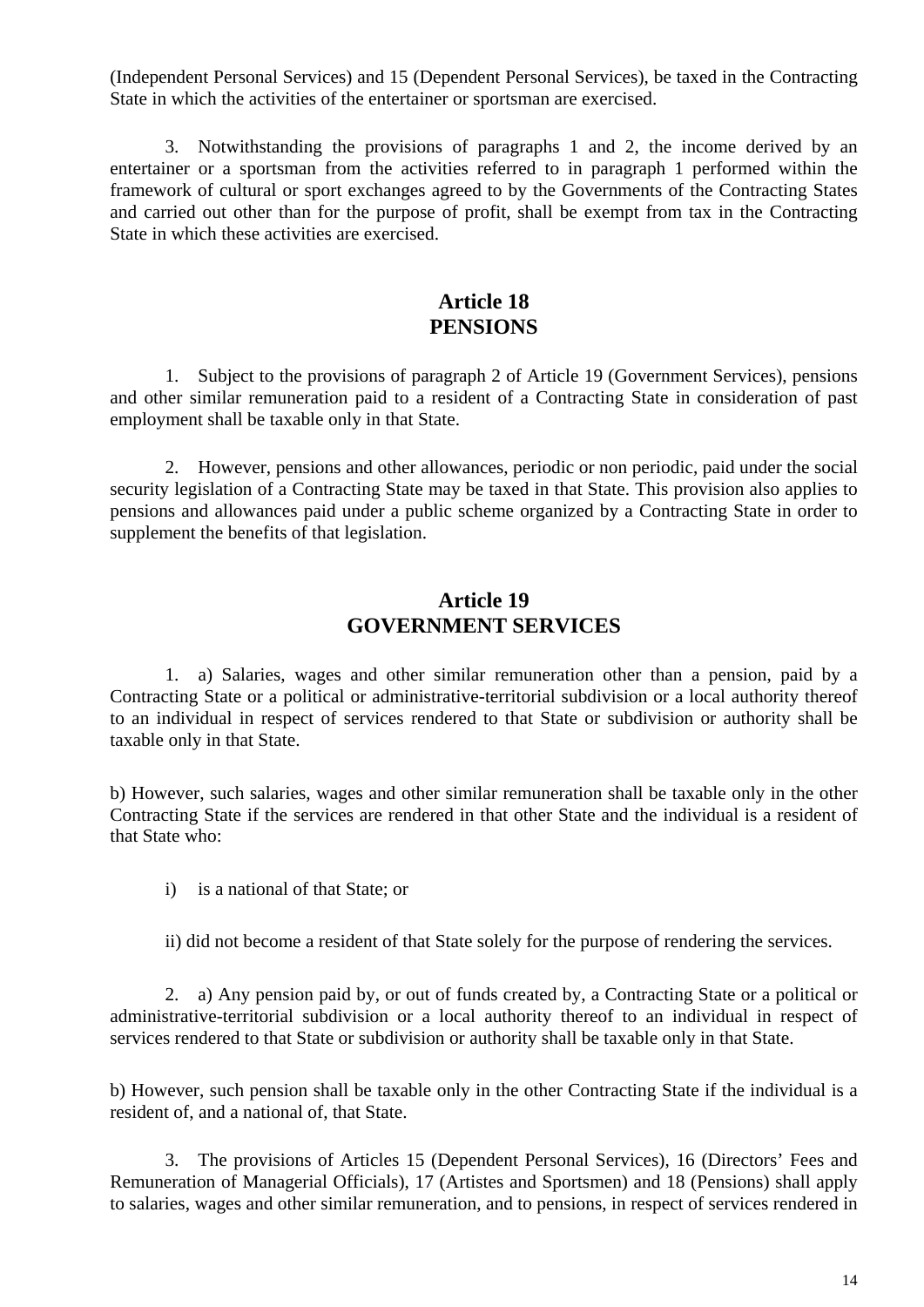(Independent Personal Services) and 15 (Dependent Personal Services), be taxed in the Contracting State in which the activities of the entertainer or sportsman are exercised.

3. Notwithstanding the provisions of paragraphs 1 and 2, the income derived by an entertainer or a sportsman from the activities referred to in paragraph 1 performed within the framework of cultural or sport exchanges agreed to by the Governments of the Contracting States and carried out other than for the purpose of profit, shall be exempt from tax in the Contracting State in which these activities are exercised.

## Article 18
## PENSIONS

1. Subject to the provisions of paragraph 2 of Article 19 (Government Services), pensions and other similar remuneration paid to a resident of a Contracting State in consideration of past employment shall be taxable only in that State.

2. However, pensions and other allowances, periodic or non periodic, paid under the social security legislation of a Contracting State may be taxed in that State. This provision also applies to pensions and allowances paid under a public scheme organized by a Contracting State in order to supplement the benefits of that legislation.

## Article 19
## GOVERNMENT SERVICES

1. a) Salaries, wages and other similar remuneration other than a pension, paid by a Contracting State or a political or administrative-territorial subdivision or a local authority thereof to an individual in respect of services rendered to that State or subdivision or authority shall be taxable only in that State.

b) However, such salaries, wages and other similar remuneration shall be taxable only in the other Contracting State if the services are rendered in that other State and the individual is a resident of that State who:

i) is a national of that State; or

ii) did not become a resident of that State solely for the purpose of rendering the services.

2. a) Any pension paid by, or out of funds created by, a Contracting State or a political or administrative-territorial subdivision or a local authority thereof to an individual in respect of services rendered to that State or subdivision or authority shall be taxable only in that State.

b) However, such pension shall be taxable only in the other Contracting State if the individual is a resident of, and a national of, that State.

3. The provisions of Articles 15 (Dependent Personal Services), 16 (Directors' Fees and Remuneration of Managerial Officials), 17 (Artistes and Sportsmen) and 18 (Pensions) shall apply to salaries, wages and other similar remuneration, and to pensions, in respect of services rendered in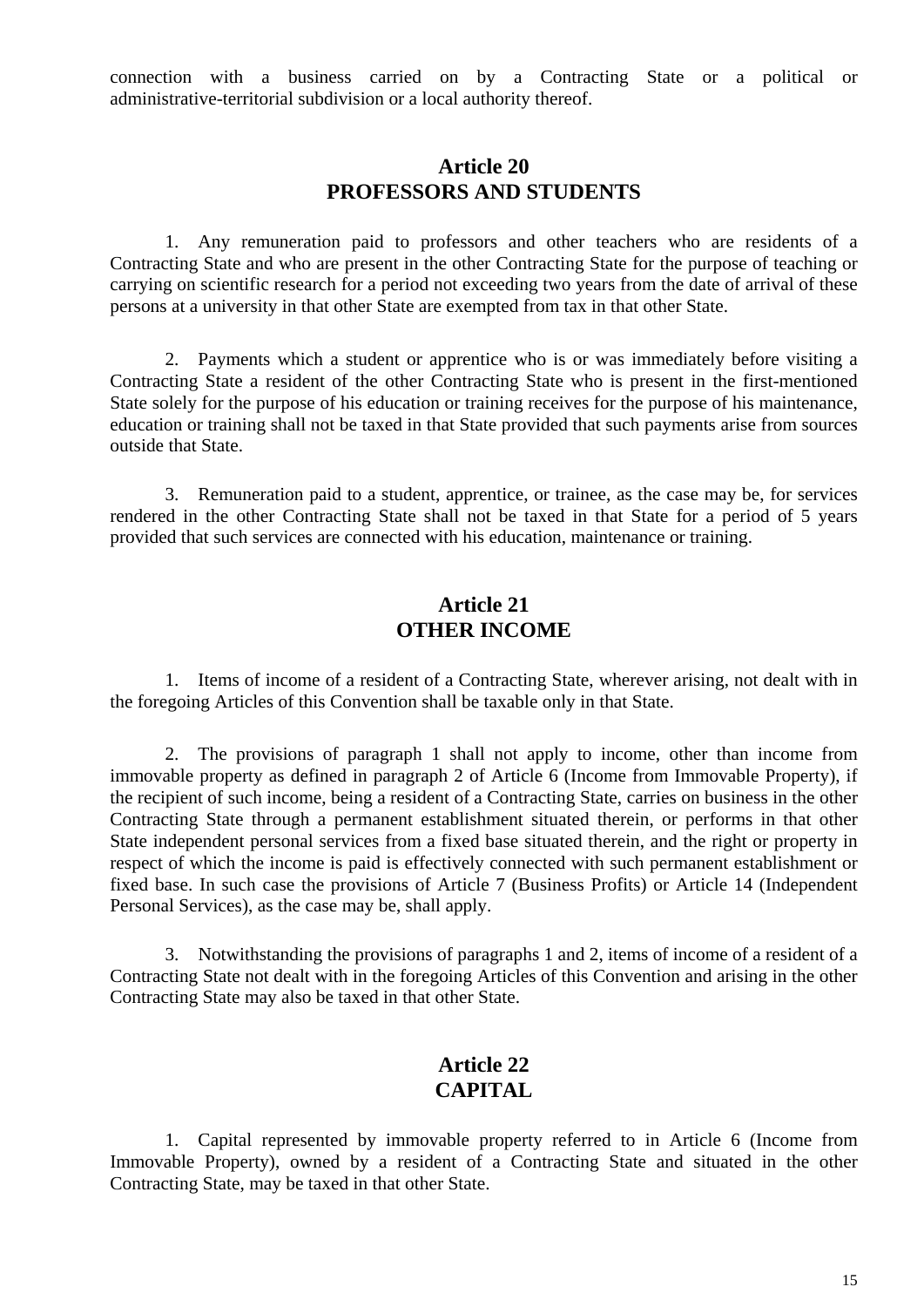connection with a business carried on by a Contracting State or a political or administrative-territorial subdivision or a local authority thereof.

## Article 20
## PROFESSORS AND STUDENTS

1. Any remuneration paid to professors and other teachers who are residents of a Contracting State and who are present in the other Contracting State for the purpose of teaching or carrying on scientific research for a period not exceeding two years from the date of arrival of these persons at a university in that other State are exempted from tax in that other State.

2. Payments which a student or apprentice who is or was immediately before visiting a Contracting State a resident of the other Contracting State who is present in the first-mentioned State solely for the purpose of his education or training receives for the purpose of his maintenance, education or training shall not be taxed in that State provided that such payments arise from sources outside that State.

3. Remuneration paid to a student, apprentice, or trainee, as the case may be, for services rendered in the other Contracting State shall not be taxed in that State for a period of 5 years provided that such services are connected with his education, maintenance or training.

## Article 21
## OTHER INCOME

1. Items of income of a resident of a Contracting State, wherever arising, not dealt with in the foregoing Articles of this Convention shall be taxable only in that State.

2. The provisions of paragraph 1 shall not apply to income, other than income from immovable property as defined in paragraph 2 of Article 6 (Income from Immovable Property), if the recipient of such income, being a resident of a Contracting State, carries on business in the other Contracting State through a permanent establishment situated therein, or performs in that other State independent personal services from a fixed base situated therein, and the right or property in respect of which the income is paid is effectively connected with such permanent establishment or fixed base. In such case the provisions of Article 7 (Business Profits) or Article 14 (Independent Personal Services), as the case may be, shall apply.

3. Notwithstanding the provisions of paragraphs 1 and 2, items of income of a resident of a Contracting State not dealt with in the foregoing Articles of this Convention and arising in the other Contracting State may also be taxed in that other State.

## Article 22
## CAPITAL

1. Capital represented by immovable property referred to in Article 6 (Income from Immovable Property), owned by a resident of a Contracting State and situated in the other Contracting State, may be taxed in that other State.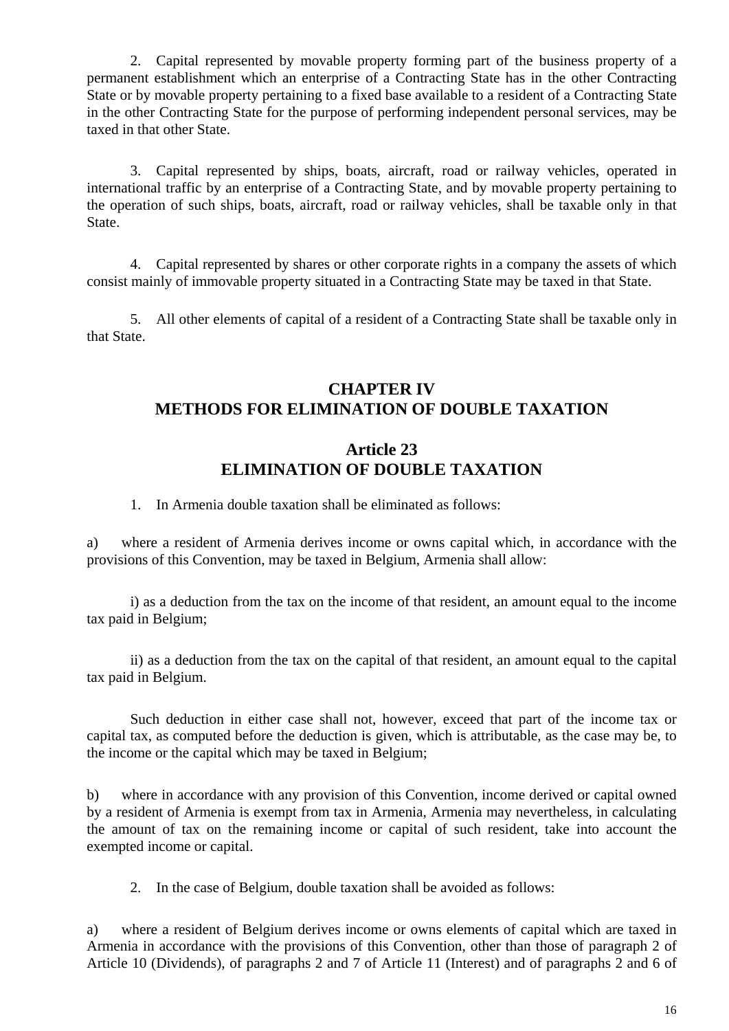2. Capital represented by movable property forming part of the business property of a permanent establishment which an enterprise of a Contracting State has in the other Contracting State or by movable property pertaining to a fixed base available to a resident of a Contracting State in the other Contracting State for the purpose of performing independent personal services, may be taxed in that other State.

3. Capital represented by ships, boats, aircraft, road or railway vehicles, operated in international traffic by an enterprise of a Contracting State, and by movable property pertaining to the operation of such ships, boats, aircraft, road or railway vehicles, shall be taxable only in that State.

4. Capital represented by shares or other corporate rights in a company the assets of which consist mainly of immovable property situated in a Contracting State may be taxed in that State.

5. All other elements of capital of a resident of a Contracting State shall be taxable only in that State.

## CHAPTER IV
## METHODS FOR ELIMINATION OF DOUBLE TAXATION

### Article 23
### ELIMINATION OF DOUBLE TAXATION

1. In Armenia double taxation shall be eliminated as follows:

a) where a resident of Armenia derives income or owns capital which, in accordance with the provisions of this Convention, may be taxed in Belgium, Armenia shall allow:

i) as a deduction from the tax on the income of that resident, an amount equal to the income tax paid in Belgium;

ii) as a deduction from the tax on the capital of that resident, an amount equal to the capital tax paid in Belgium.

Such deduction in either case shall not, however, exceed that part of the income tax or capital tax, as computed before the deduction is given, which is attributable, as the case may be, to the income or the capital which may be taxed in Belgium;

b) where in accordance with any provision of this Convention, income derived or capital owned by a resident of Armenia is exempt from tax in Armenia, Armenia may nevertheless, in calculating the amount of tax on the remaining income or capital of such resident, take into account the exempted income or capital.

2. In the case of Belgium, double taxation shall be avoided as follows:

a) where a resident of Belgium derives income or owns elements of capital which are taxed in Armenia in accordance with the provisions of this Convention, other than those of paragraph 2 of Article 10 (Dividends), of paragraphs 2 and 7 of Article 11 (Interest) and of paragraphs 2 and 6 of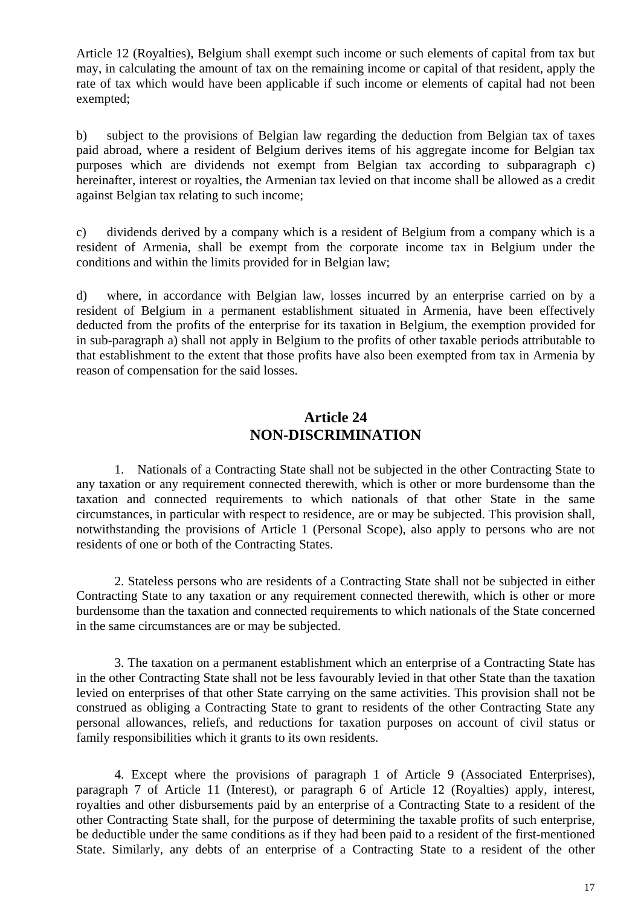Article 12 (Royalties), Belgium shall exempt such income or such elements of capital from tax but may, in calculating the amount of tax on the remaining income or capital of that resident, apply the rate of tax which would have been applicable if such income or elements of capital had not been exempted;

b) subject to the provisions of Belgian law regarding the deduction from Belgian tax of taxes paid abroad, where a resident of Belgium derives items of his aggregate income for Belgian tax purposes which are dividends not exempt from Belgian tax according to subparagraph c) hereinafter, interest or royalties, the Armenian tax levied on that income shall be allowed as a credit against Belgian tax relating to such income;

c) dividends derived by a company which is a resident of Belgium from a company which is a resident of Armenia, shall be exempt from the corporate income tax in Belgium under the conditions and within the limits provided for in Belgian law;

d) where, in accordance with Belgian law, losses incurred by an enterprise carried on by a resident of Belgium in a permanent establishment situated in Armenia, have been effectively deducted from the profits of the enterprise for its taxation in Belgium, the exemption provided for in sub-paragraph a) shall not apply in Belgium to the profits of other taxable periods attributable to that establishment to the extent that those profits have also been exempted from tax in Armenia by reason of compensation for the said losses.

## Article 24
## NON-DISCRIMINATION

1. Nationals of a Contracting State shall not be subjected in the other Contracting State to any taxation or any requirement connected therewith, which is other or more burdensome than the taxation and connected requirements to which nationals of that other State in the same circumstances, in particular with respect to residence, are or may be subjected. This provision shall, notwithstanding the provisions of Article 1 (Personal Scope), also apply to persons who are not residents of one or both of the Contracting States.

2. Stateless persons who are residents of a Contracting State shall not be subjected in either Contracting State to any taxation or any requirement connected therewith, which is other or more burdensome than the taxation and connected requirements to which nationals of the State concerned in the same circumstances are or may be subjected.

3. The taxation on a permanent establishment which an enterprise of a Contracting State has in the other Contracting State shall not be less favourably levied in that other State than the taxation levied on enterprises of that other State carrying on the same activities. This provision shall not be construed as obliging a Contracting State to grant to residents of the other Contracting State any personal allowances, reliefs, and reductions for taxation purposes on account of civil status or family responsibilities which it grants to its own residents.

4. Except where the provisions of paragraph 1 of Article 9 (Associated Enterprises), paragraph 7 of Article 11 (Interest), or paragraph 6 of Article 12 (Royalties) apply, interest, royalties and other disbursements paid by an enterprise of a Contracting State to a resident of the other Contracting State shall, for the purpose of determining the taxable profits of such enterprise, be deductible under the same conditions as if they had been paid to a resident of the first-mentioned State. Similarly, any debts of an enterprise of a Contracting State to a resident of the other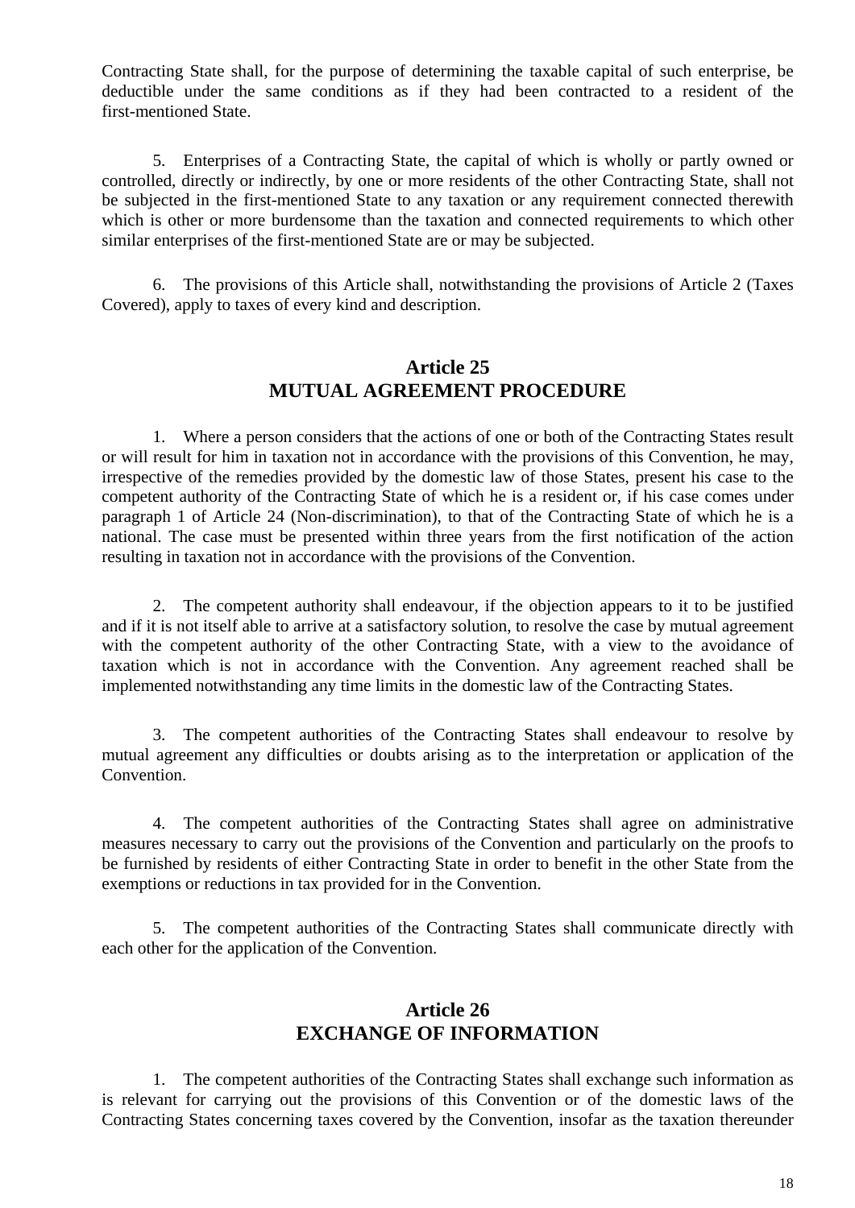Contracting State shall, for the purpose of determining the taxable capital of such enterprise, be deductible under the same conditions as if they had been contracted to a resident of the first-mentioned State.

5. Enterprises of a Contracting State, the capital of which is wholly or partly owned or controlled, directly or indirectly, by one or more residents of the other Contracting State, shall not be subjected in the first-mentioned State to any taxation or any requirement connected therewith which is other or more burdensome than the taxation and connected requirements to which other similar enterprises of the first-mentioned State are or may be subjected.

6. The provisions of this Article shall, notwithstanding the provisions of Article 2 (Taxes Covered), apply to taxes of every kind and description.

## Article 25
## MUTUAL AGREEMENT PROCEDURE

1. Where a person considers that the actions of one or both of the Contracting States result or will result for him in taxation not in accordance with the provisions of this Convention, he may, irrespective of the remedies provided by the domestic law of those States, present his case to the competent authority of the Contracting State of which he is a resident or, if his case comes under paragraph 1 of Article 24 (Non-discrimination), to that of the Contracting State of which he is a national. The case must be presented within three years from the first notification of the action resulting in taxation not in accordance with the provisions of the Convention.

2. The competent authority shall endeavour, if the objection appears to it to be justified and if it is not itself able to arrive at a satisfactory solution, to resolve the case by mutual agreement with the competent authority of the other Contracting State, with a view to the avoidance of taxation which is not in accordance with the Convention. Any agreement reached shall be implemented notwithstanding any time limits in the domestic law of the Contracting States.

3. The competent authorities of the Contracting States shall endeavour to resolve by mutual agreement any difficulties or doubts arising as to the interpretation or application of the Convention.

4. The competent authorities of the Contracting States shall agree on administrative measures necessary to carry out the provisions of the Convention and particularly on the proofs to be furnished by residents of either Contracting State in order to benefit in the other State from the exemptions or reductions in tax provided for in the Convention.

5. The competent authorities of the Contracting States shall communicate directly with each other for the application of the Convention.

## Article 26
## EXCHANGE OF INFORMATION

1. The competent authorities of the Contracting States shall exchange such information as is relevant for carrying out the provisions of this Convention or of the domestic laws of the Contracting States concerning taxes covered by the Convention, insofar as the taxation thereunder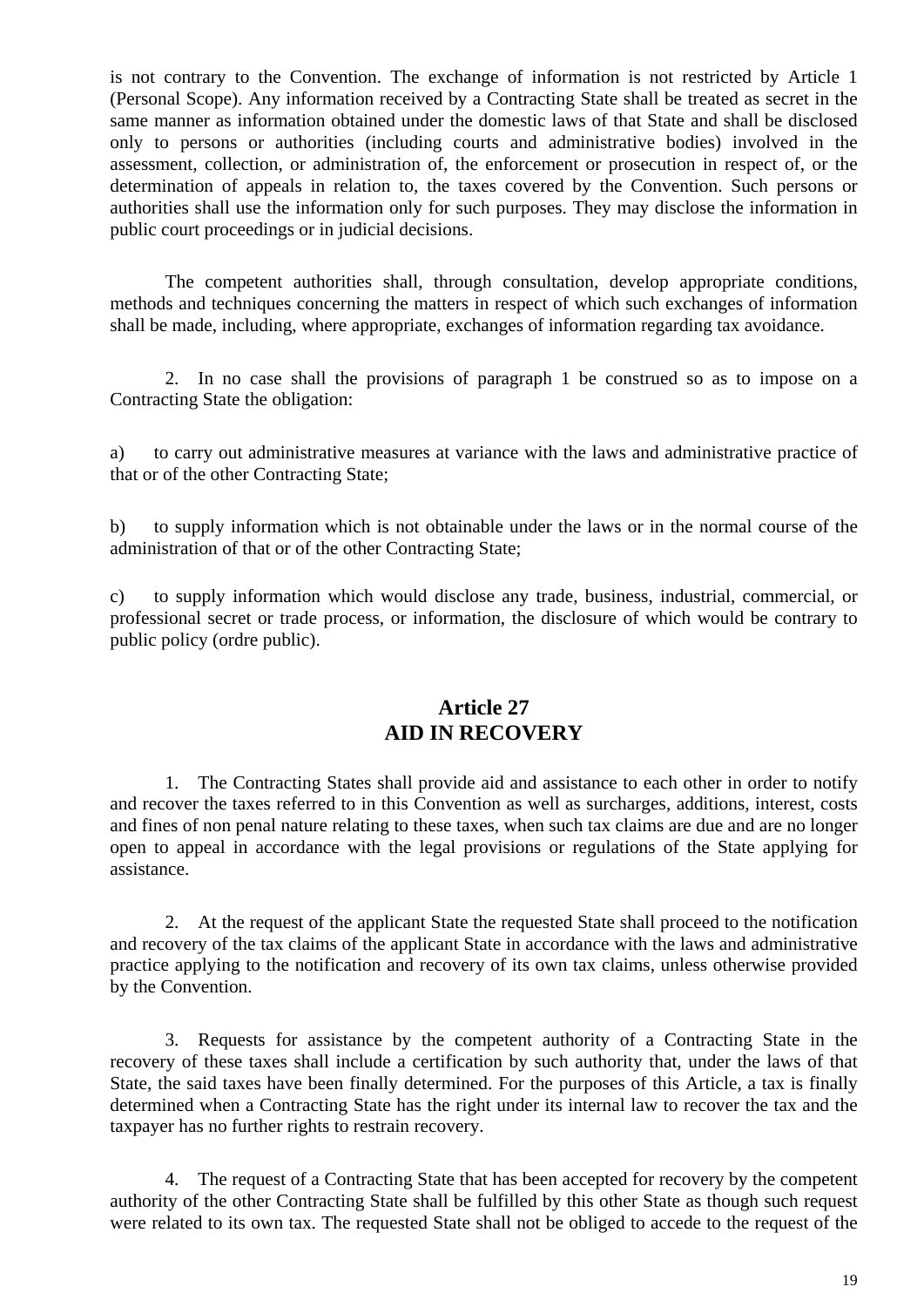is not contrary to the Convention. The exchange of information is not restricted by Article 1 (Personal Scope). Any information received by a Contracting State shall be treated as secret in the same manner as information obtained under the domestic laws of that State and shall be disclosed only to persons or authorities (including courts and administrative bodies) involved in the assessment, collection, or administration of, the enforcement or prosecution in respect of, or the determination of appeals in relation to, the taxes covered by the Convention. Such persons or authorities shall use the information only for such purposes. They may disclose the information in public court proceedings or in judicial decisions.

The competent authorities shall, through consultation, develop appropriate conditions, methods and techniques concerning the matters in respect of which such exchanges of information shall be made, including, where appropriate, exchanges of information regarding tax avoidance.

2. In no case shall the provisions of paragraph 1 be construed so as to impose on a Contracting State the obligation:

a) to carry out administrative measures at variance with the laws and administrative practice of that or of the other Contracting State;

b) to supply information which is not obtainable under the laws or in the normal course of the administration of that or of the other Contracting State;

c) to supply information which would disclose any trade, business, industrial, commercial, or professional secret or trade process, or information, the disclosure of which would be contrary to public policy (ordre public).

## Article 27
## AID IN RECOVERY

1. The Contracting States shall provide aid and assistance to each other in order to notify and recover the taxes referred to in this Convention as well as surcharges, additions, interest, costs and fines of non penal nature relating to these taxes, when such tax claims are due and are no longer open to appeal in accordance with the legal provisions or regulations of the State applying for assistance.

2. At the request of the applicant State the requested State shall proceed to the notification and recovery of the tax claims of the applicant State in accordance with the laws and administrative practice applying to the notification and recovery of its own tax claims, unless otherwise provided by the Convention.

3. Requests for assistance by the competent authority of a Contracting State in the recovery of these taxes shall include a certification by such authority that, under the laws of that State, the said taxes have been finally determined. For the purposes of this Article, a tax is finally determined when a Contracting State has the right under its internal law to recover the tax and the taxpayer has no further rights to restrain recovery.

4. The request of a Contracting State that has been accepted for recovery by the competent authority of the other Contracting State shall be fulfilled by this other State as though such request were related to its own tax. The requested State shall not be obliged to accede to the request of the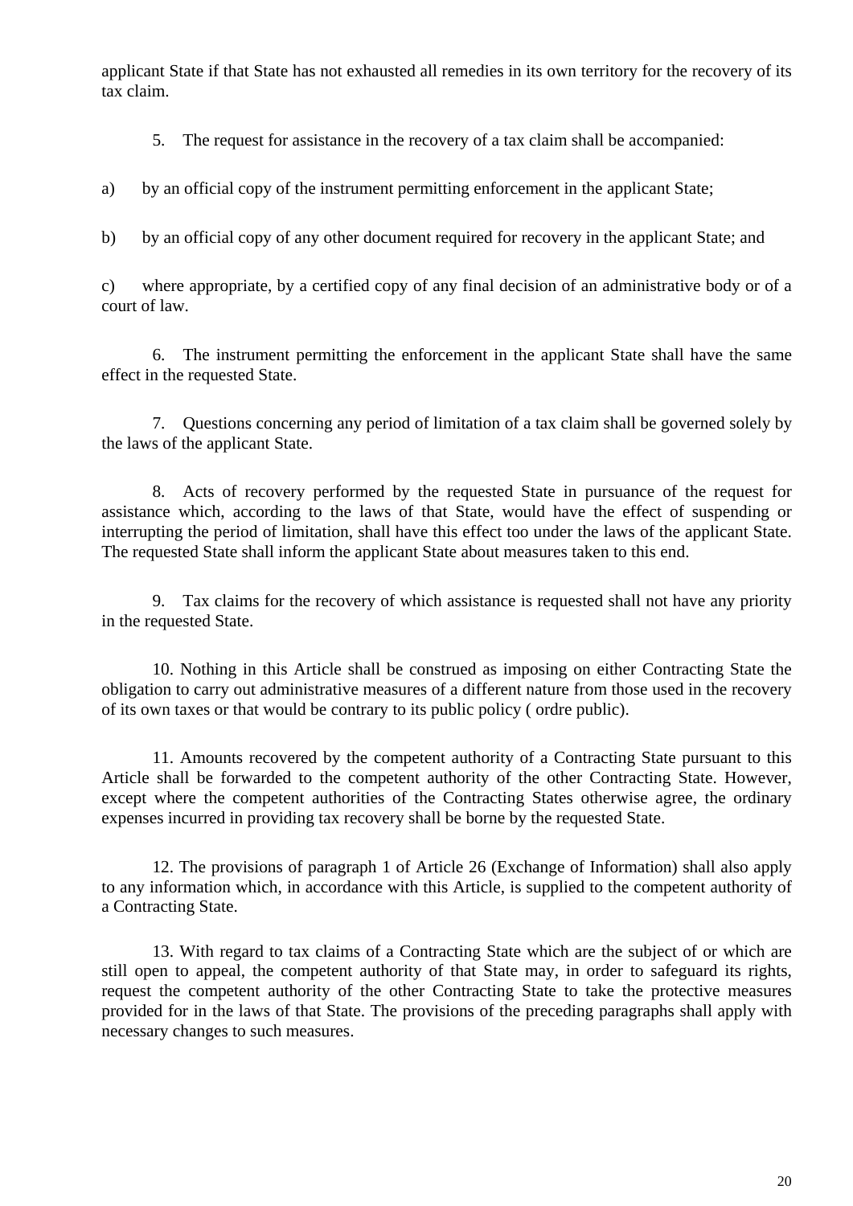applicant State if that State has not exhausted all remedies in its own territory for the recovery of its tax claim.

5. The request for assistance in the recovery of a tax claim shall be accompanied:

a) by an official copy of the instrument permitting enforcement in the applicant State;

b) by an official copy of any other document required for recovery in the applicant State; and

c) where appropriate, by a certified copy of any final decision of an administrative body or of a court of law.

6. The instrument permitting the enforcement in the applicant State shall have the same effect in the requested State.

7. Questions concerning any period of limitation of a tax claim shall be governed solely by the laws of the applicant State.

8. Acts of recovery performed by the requested State in pursuance of the request for assistance which, according to the laws of that State, would have the effect of suspending or interrupting the period of limitation, shall have this effect too under the laws of the applicant State. The requested State shall inform the applicant State about measures taken to this end.

9. Tax claims for the recovery of which assistance is requested shall not have any priority in the requested State.

10. Nothing in this Article shall be construed as imposing on either Contracting State the obligation to carry out administrative measures of a different nature from those used in the recovery of its own taxes or that would be contrary to its public policy ( ordre public).

11. Amounts recovered by the competent authority of a Contracting State pursuant to this Article shall be forwarded to the competent authority of the other Contracting State. However, except where the competent authorities of the Contracting States otherwise agree, the ordinary expenses incurred in providing tax recovery shall be borne by the requested State.

12. The provisions of paragraph 1 of Article 26 (Exchange of Information) shall also apply to any information which, in accordance with this Article, is supplied to the competent authority of a Contracting State.

13. With regard to tax claims of a Contracting State which are the subject of or which are still open to appeal, the competent authority of that State may, in order to safeguard its rights, request the competent authority of the other Contracting State to take the protective measures provided for in the laws of that State. The provisions of the preceding paragraphs shall apply with necessary changes to such measures.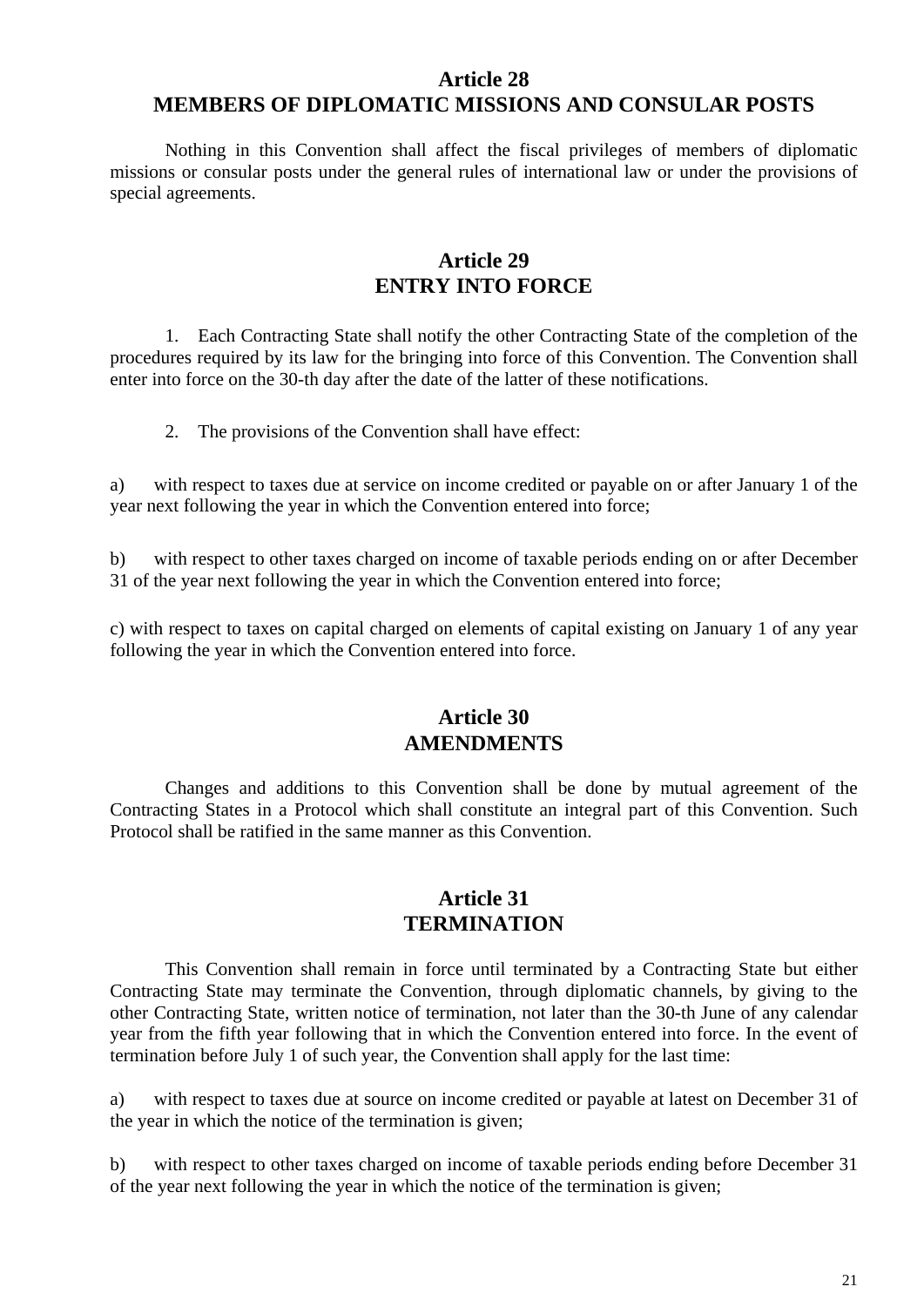## Article 28
## MEMBERS OF DIPLOMATIC MISSIONS AND CONSULAR POSTS

Nothing in this Convention shall affect the fiscal privileges of members of diplomatic missions or consular posts under the general rules of international law or under the provisions of special agreements.

## Article 29
## ENTRY INTO FORCE

1. Each Contracting State shall notify the other Contracting State of the completion of the procedures required by its law for the bringing into force of this Convention. The Convention shall enter into force on the 30-th day after the date of the latter of these notifications.

2. The provisions of the Convention shall have effect:

a) with respect to taxes due at service on income credited or payable on or after January 1 of the year next following the year in which the Convention entered into force;

b) with respect to other taxes charged on income of taxable periods ending on or after December 31 of the year next following the year in which the Convention entered into force;

c) with respect to taxes on capital charged on elements of capital existing on January 1 of any year following the year in which the Convention entered into force.

## Article 30
## AMENDMENTS

Changes and additions to this Convention shall be done by mutual agreement of the Contracting States in a Protocol which shall constitute an integral part of this Convention. Such Protocol shall be ratified in the same manner as this Convention.

## Article 31
## TERMINATION

This Convention shall remain in force until terminated by a Contracting State but either Contracting State may terminate the Convention, through diplomatic channels, by giving to the other Contracting State, written notice of termination, not later than the 30-th June of any calendar year from the fifth year following that in which the Convention entered into force. In the event of termination before July 1 of such year, the Convention shall apply for the last time:

a) with respect to taxes due at source on income credited or payable at latest on December 31 of the year in which the notice of the termination is given;

b) with respect to other taxes charged on income of taxable periods ending before December 31 of the year next following the year in which the notice of the termination is given;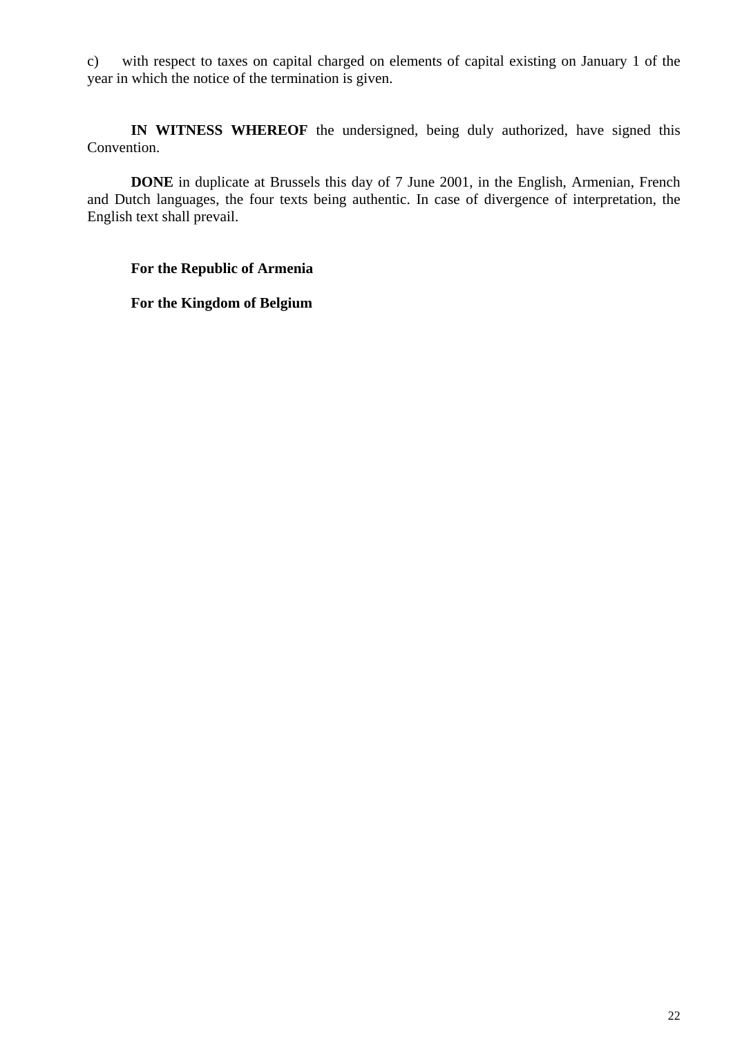c) with respect to taxes on capital charged on elements of capital existing on January 1 of the year in which the notice of the termination is given.

**IN WITNESS WHEREOF** the undersigned, being duly authorized, have signed this Convention.

**DONE** in duplicate at Brussels this day of 7 June 2001, in the English, Armenian, French and Dutch languages, the four texts being authentic. In case of divergence of interpretation, the English text shall prevail.

**For the Republic of Armenia**

**For the Kingdom of Belgium**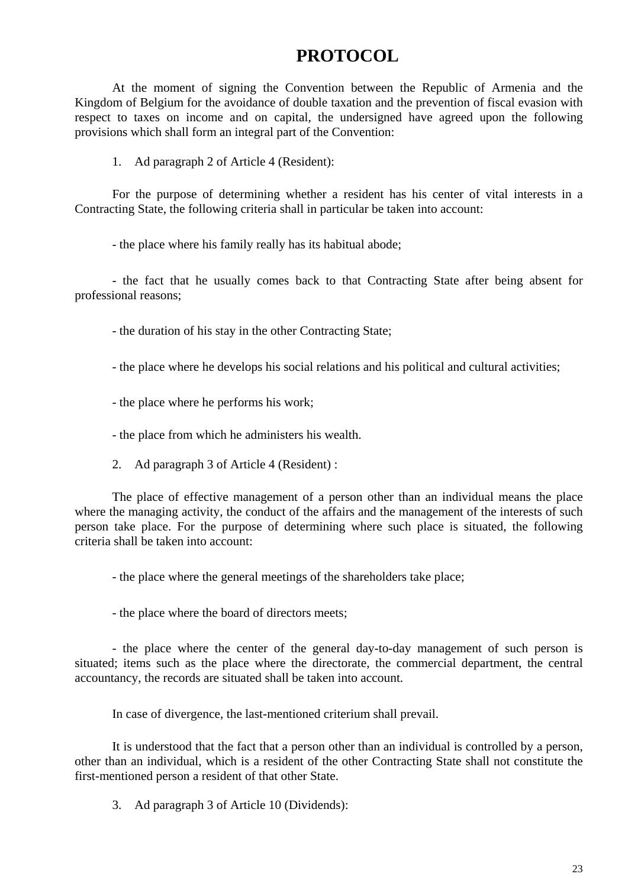# PROTOCOL

At the moment of signing the Convention between the Republic of Armenia and the Kingdom of Belgium for the avoidance of double taxation and the prevention of fiscal evasion with respect to taxes on income and on capital, the undersigned have agreed upon the following provisions which shall form an integral part of the Convention:

1. Ad paragraph 2 of Article 4 (Resident):

For the purpose of determining whether a resident has his center of vital interests in a Contracting State, the following criteria shall in particular be taken into account:

- the place where his family really has its habitual abode;

- the fact that he usually comes back to that Contracting State after being absent for professional reasons;

- the duration of his stay in the other Contracting State;

- the place where he develops his social relations and his political and cultural activities;

- the place where he performs his work;

- the place from which he administers his wealth.

2. Ad paragraph 3 of Article 4 (Resident) :

The place of effective management of a person other than an individual means the place where the managing activity, the conduct of the affairs and the management of the interests of such person take place. For the purpose of determining where such place is situated, the following criteria shall be taken into account:

- the place where the general meetings of the shareholders take place;

- the place where the board of directors meets;

- the place where the center of the general day-to-day management of such person is situated; items such as the place where the directorate, the commercial department, the central accountancy, the records are situated shall be taken into account.

In case of divergence, the last-mentioned criterium shall prevail.

It is understood that the fact that a person other than an individual is controlled by a person, other than an individual, which is a resident of the other Contracting State shall not constitute the first-mentioned person a resident of that other State.

3. Ad paragraph 3 of Article 10 (Dividends):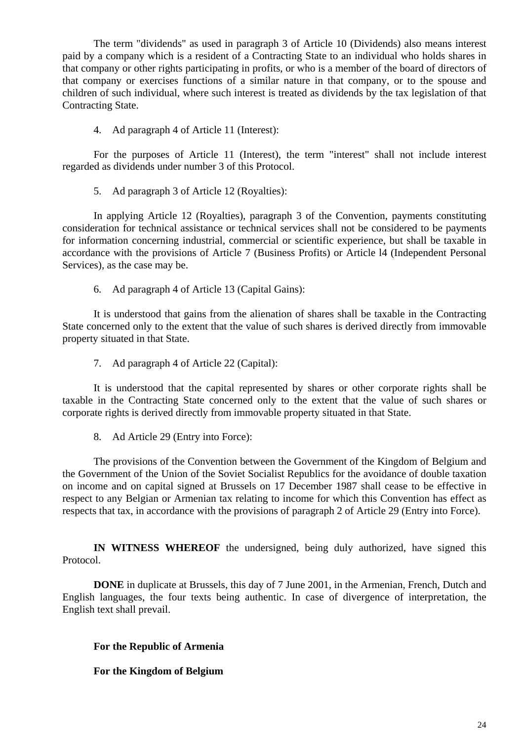The term "dividends" as used in paragraph 3 of Article 10 (Dividends) also means interest paid by a company which is a resident of a Contracting State to an individual who holds shares in that company or other rights participating in profits, or who is a member of the board of directors of that company or exercises functions of a similar nature in that company, or to the spouse and children of such individual, where such interest is treated as dividends by the tax legislation of that Contracting State.

4. Ad paragraph 4 of Article 11 (Interest):

For the purposes of Article 11 (Interest), the term "interest" shall not include interest regarded as dividends under number 3 of this Protocol.

5. Ad paragraph 3 of Article 12 (Royalties):

In applying Article 12 (Royalties), paragraph 3 of the Convention, payments constituting consideration for technical assistance or technical services shall not be considered to be payments for information concerning industrial, commercial or scientific experience, but shall be taxable in accordance with the provisions of Article 7 (Business Profits) or Article l4 (Independent Personal Services), as the case may be.

6. Ad paragraph 4 of Article 13 (Capital Gains):

It is understood that gains from the alienation of shares shall be taxable in the Contracting State concerned only to the extent that the value of such shares is derived directly from immovable property situated in that State.

7. Ad paragraph 4 of Article 22 (Capital):

It is understood that the capital represented by shares or other corporate rights shall be taxable in the Contracting State concerned only to the extent that the value of such shares or corporate rights is derived directly from immovable property situated in that State.

8. Ad Article 29 (Entry into Force):

The provisions of the Convention between the Government of the Kingdom of Belgium and the Government of the Union of the Soviet Socialist Republics for the avoidance of double taxation on income and on capital signed at Brussels on 17 December 1987 shall cease to be effective in respect to any Belgian or Armenian tax relating to income for which this Convention has effect as respects that tax, in accordance with the provisions of paragraph 2 of Article 29 (Entry into Force).

**IN WITNESS WHEREOF** the undersigned, being duly authorized, have signed this Protocol.

**DONE** in duplicate at Brussels, this day of 7 June 2001, in the Armenian, French, Dutch and English languages, the four texts being authentic. In case of divergence of interpretation, the English text shall prevail.

**For the Republic of Armenia**

**For the Kingdom of Belgium**